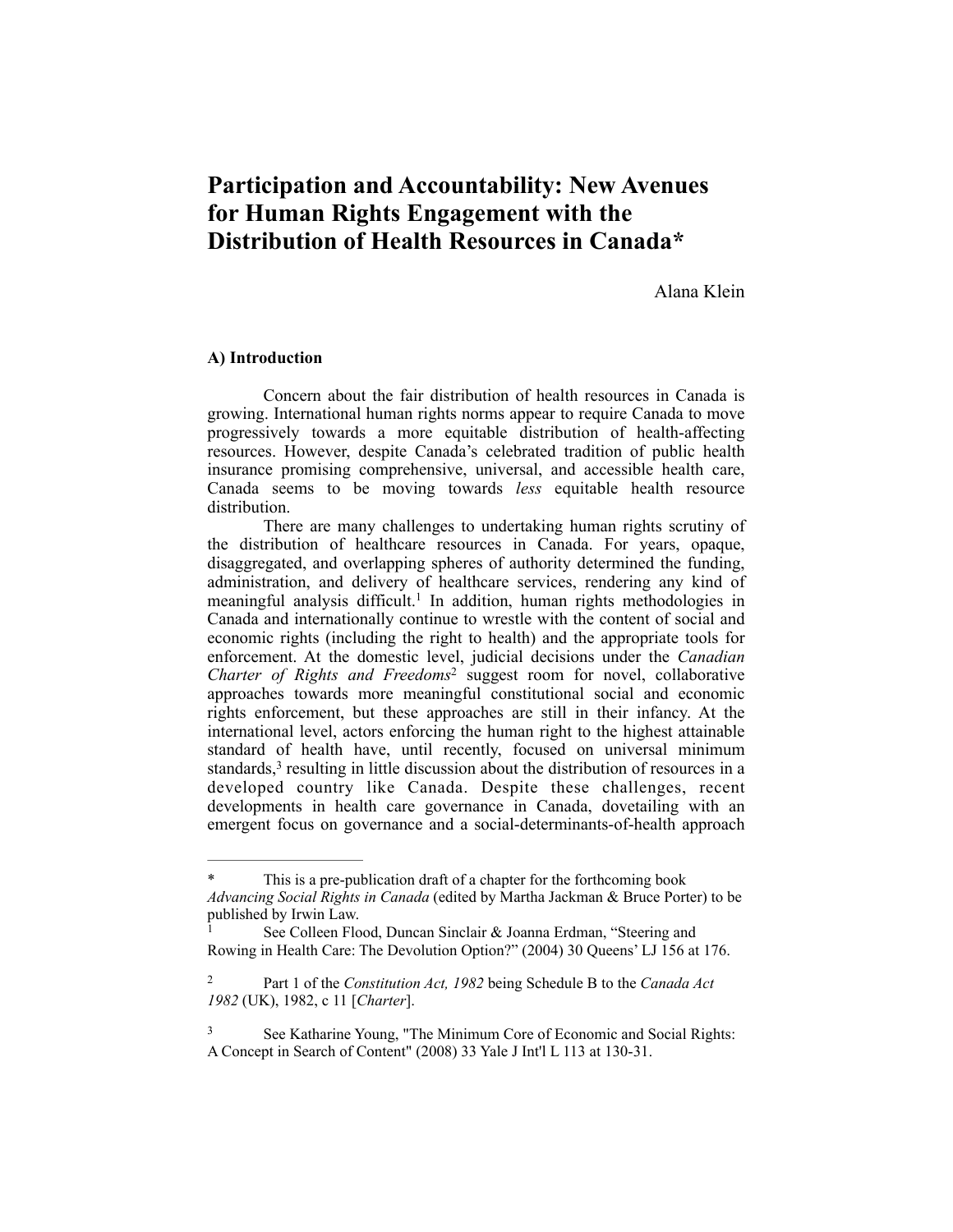# Participation and Accountability: New Avenues for Human Rights Engagement with the Distribution of Health Resources in Canada*

Alana Klein

### A) Introduction

Concern about the fair distribution of health resources in Canada is growing. International human rights norms appear to require Canada to move progressively towards a more equitable distribution of health-affecting resources. However, despite Canada's celebrated tradition of public health insurance promising comprehensive, universal, and accessible health care, Canada seems to be moving towards *less* equitable health resource distribution.

There are many challenges to undertaking human rights scrutiny of the distribution of healthcare resources in Canada. For years, opaque, disaggregated, and overlapping spheres of authority determined the funding, administration, and delivery of healthcare services, rendering any kind of meaningful analysis difficult.[1] In addition, human rights methodologies in Canada and internationally continue to wrestle with the content of social and economic rights (including the right to health) and the appropriate tools for enforcement. At the domestic level, judicial decisions under the *Canadian Charter of Rights and Freedoms*[2] suggest room for novel, collaborative approaches towards more meaningful constitutional social and economic rights enforcement, but these approaches are still in their infancy. At the international level, actors enforcing the human right to the highest attainable standard of health have, until recently, focused on universal minimum standards,[3] resulting in little discussion about the distribution of resources in a developed country like Canada. Despite these challenges, recent developments in health care governance in Canada, dovetailing with an emergent focus on governance and a social-determinants-of-health approach

---

\* This is a pre-publication draft of a chapter for the forthcoming book *Advancing Social Rights in Canada* (edited by Martha Jackman & Bruce Porter) to be published by Irwin Law.

1 See Colleen Flood, Duncan Sinclair & Joanna Erdman, "Steering and Rowing in Health Care: The Devolution Option?" (2004) 30 Queens' LJ 156 at 176.

2 Part 1 of the *Constitution Act, 1982* being Schedule B to the *Canada Act 1982* (UK), 1982, c 11 [*Charter*].

3 See Katharine Young, "The Minimum Core of Economic and Social Rights: A Concept in Search of Content" (2008) 33 Yale J Int'l L 113 at 130-31.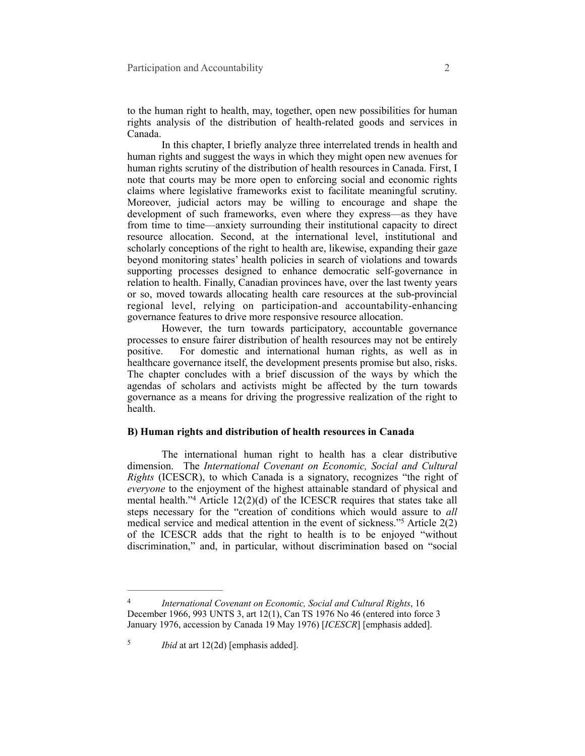to the human right to health, may, together, open new possibilities for human rights analysis of the distribution of health-related goods and services in Canada.

In this chapter, I briefly analyze three interrelated trends in health and human rights and suggest the ways in which they might open new avenues for human rights scrutiny of the distribution of health resources in Canada. First, I note that courts may be more open to enforcing social and economic rights claims where legislative frameworks exist to facilitate meaningful scrutiny. Moreover, judicial actors may be willing to encourage and shape the development of such frameworks, even where they express—as they have from time to time—anxiety surrounding their institutional capacity to direct resource allocation. Second, at the international level, institutional and scholarly conceptions of the right to health are, likewise, expanding their gaze beyond monitoring states' health policies in search of violations and towards supporting processes designed to enhance democratic self-governance in relation to health. Finally, Canadian provinces have, over the last twenty years or so, moved towards allocating health care resources at the sub-provincial regional level, relying on participation-and accountability-enhancing governance features to drive more responsive resource allocation.

However, the turn towards participatory, accountable governance processes to ensure fairer distribution of health resources may not be entirely positive. For domestic and international human rights, as well as in healthcare governance itself, the development presents promise but also, risks. The chapter concludes with a brief discussion of the ways by which the agendas of scholars and activists might be affected by the turn towards governance as a means for driving the progressive realization of the right to health.

### B) Human rights and distribution of health resources in Canada

The international human right to health has a clear distributive dimension. The *International Covenant on Economic, Social and Cultural Rights* (ICESCR), to which Canada is a signatory, recognizes "the right of *everyone* to the enjoyment of the highest attainable standard of physical and mental health."[4] Article 12(2)(d) of the ICESCR requires that states take all steps necessary for the "creation of conditions which would assure to *all* medical service and medical attention in the event of sickness."[5] Article 2(2) of the ICESCR adds that the right to health is to be enjoyed "without discrimination," and, in particular, without discrimination based on "social

---

[4] *International Covenant on Economic, Social and Cultural Rights*, 16 December 1966, 993 UNTS 3, art 12(1), Can TS 1976 No 46 (entered into force 3 January 1976, accession by Canada 19 May 1976) [*ICESCR*] [emphasis added].

[5] *Ibid* at art 12(2d) [emphasis added].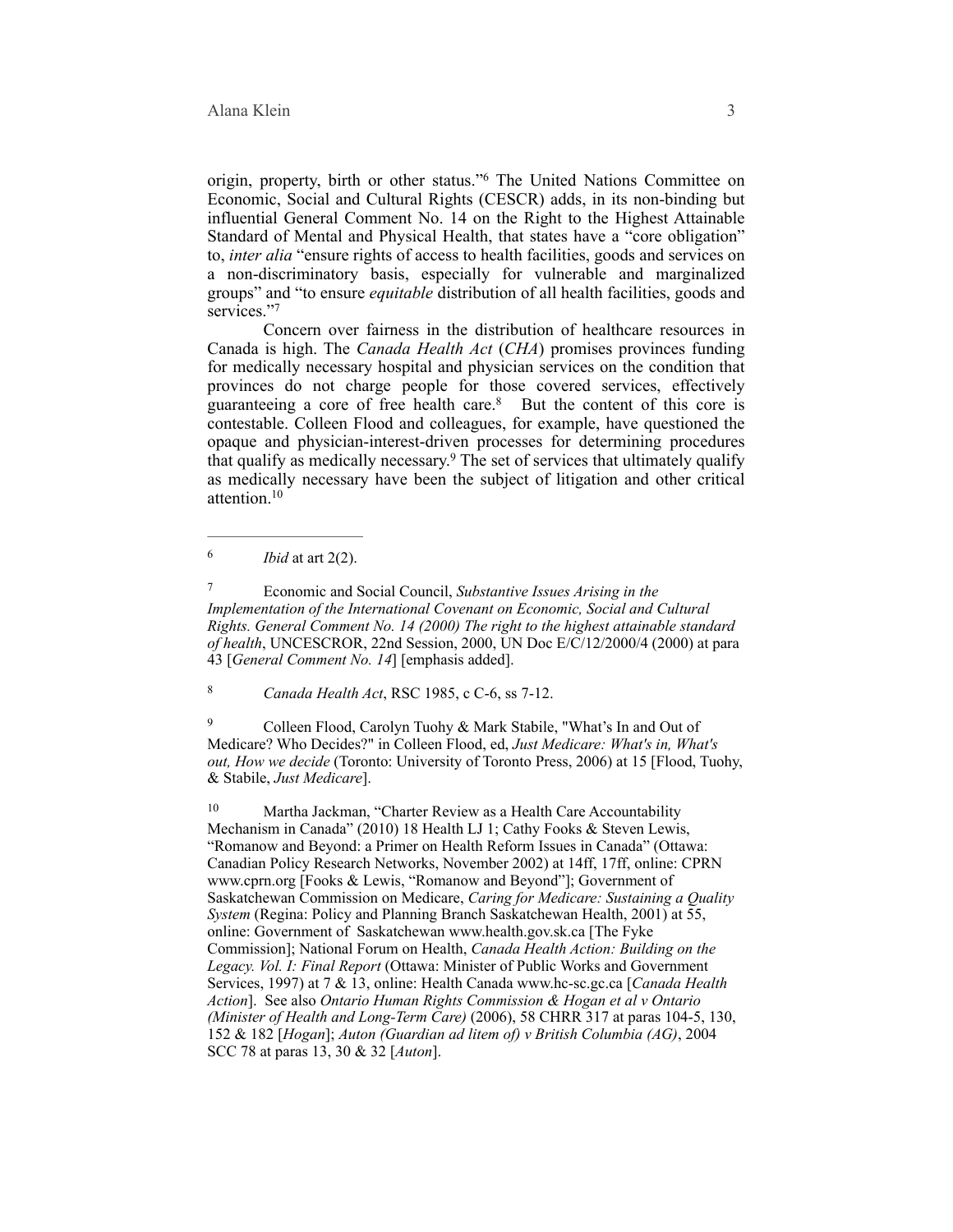origin, property, birth or other status."[6] The United Nations Committee on Economic, Social and Cultural Rights (CESCR) adds, in its non-binding but influential General Comment No. 14 on the Right to the Highest Attainable Standard of Mental and Physical Health, that states have a "core obligation" to, *inter alia* "ensure rights of access to health facilities, goods and services on a non-discriminatory basis, especially for vulnerable and marginalized groups" and "to ensure *equitable* distribution of all health facilities, goods and services."[7]

Concern over fairness in the distribution of healthcare resources in Canada is high. The *Canada Health Act* (*CHA*) promises provinces funding for medically necessary hospital and physician services on the condition that provinces do not charge people for those covered services, effectively guaranteeing a core of free health care.[8] But the content of this core is contestable. Colleen Flood and colleagues, for example, have questioned the opaque and physician-interest-driven processes for determining procedures that qualify as medically necessary.[9] The set of services that ultimately qualify as medically necessary have been the subject of litigation and other critical attention.[10]

---

[6] *Ibid* at art 2(2).

[7] Economic and Social Council, *Substantive Issues Arising in the Implementation of the International Covenant on Economic, Social and Cultural Rights. General Comment No. 14 (2000) The right to the highest attainable standard of health*, UNCESCROR, 22nd Session, 2000, UN Doc E/C/12/2000/4 (2000) at para 43 [*General Comment No. 14*] [emphasis added].

[8] *Canada Health Act*, RSC 1985, c C-6, ss 7-12.

[9] Colleen Flood, Carolyn Tuohy & Mark Stabile, "What's In and Out of Medicare? Who Decides?" in Colleen Flood, ed, *Just Medicare: What's in, What's out, How we decide* (Toronto: University of Toronto Press, 2006) at 15 [Flood, Tuohy, & Stabile, *Just Medicare*].

[10] Martha Jackman, "Charter Review as a Health Care Accountability Mechanism in Canada" (2010) 18 Health LJ 1; Cathy Fooks & Steven Lewis, "Romanow and Beyond: a Primer on Health Reform Issues in Canada" (Ottawa: Canadian Policy Research Networks, November 2002) at 14ff, 17ff, online: CPRN www.cprn.org [Fooks & Lewis, "Romanow and Beyond"]; Government of Saskatchewan Commission on Medicare, *Caring for Medicare: Sustaining a Quality System* (Regina: Policy and Planning Branch Saskatchewan Health, 2001) at 55, online: Government of Saskatchewan www.health.gov.sk.ca [The Fyke Commission]; National Forum on Health, *Canada Health Action: Building on the Legacy. Vol. I: Final Report* (Ottawa: Minister of Public Works and Government Services, 1997) at 7 & 13, online: Health Canada www.hc-sc.gc.ca [*Canada Health Action*]. See also *Ontario Human Rights Commission & Hogan et al v Ontario (Minister of Health and Long-Term Care)* (2006), 58 CHRR 317 at paras 104-5, 130, 152 & 182 [*Hogan*]; *Auton (Guardian ad litem of) v British Columbia (AG)*, 2004 SCC 78 at paras 13, 30 & 32 [*Auton*].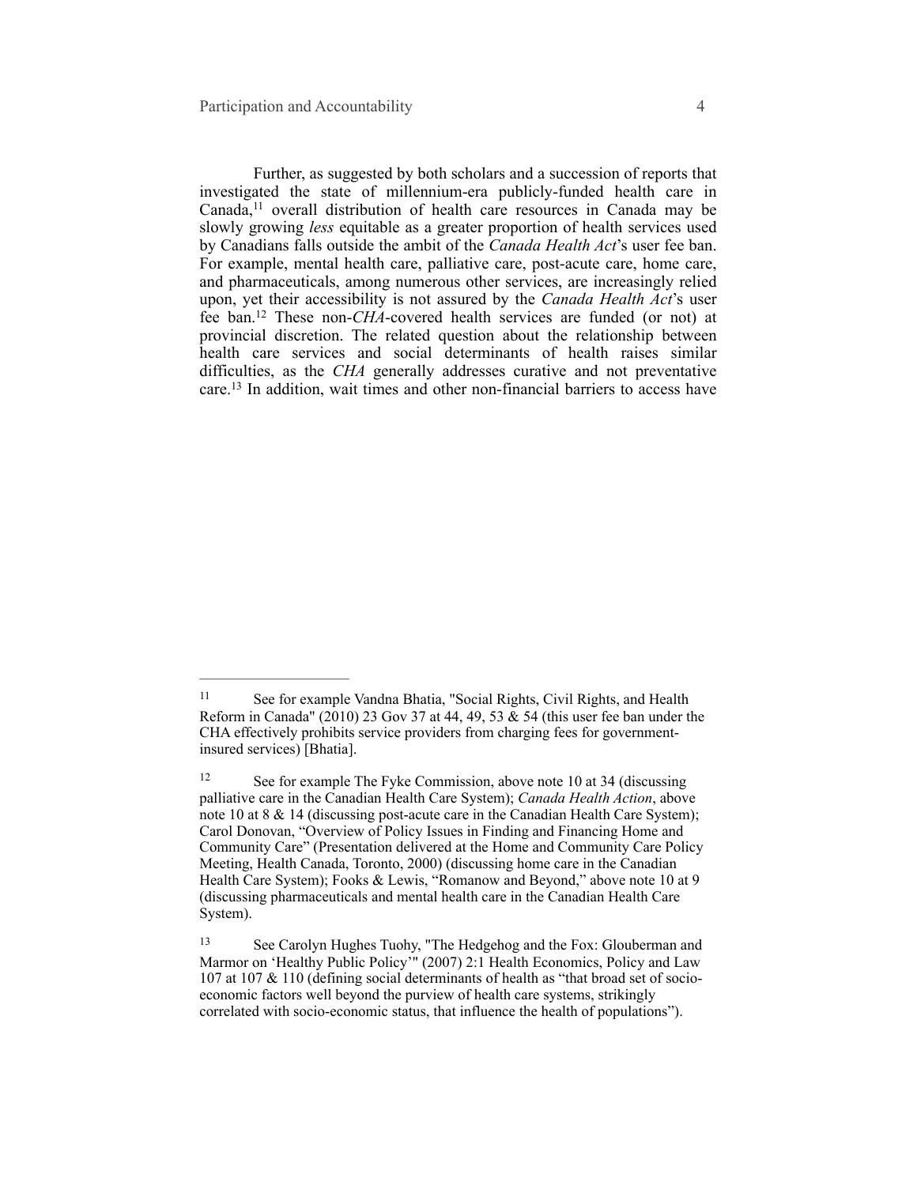Further, as suggested by both scholars and a succession of reports that investigated the state of millennium-era publicly-funded health care in Canada,[11] overall distribution of health care resources in Canada may be slowly growing *less* equitable as a greater proportion of health services used by Canadians falls outside the ambit of the *Canada Health Act*'s user fee ban. For example, mental health care, palliative care, post-acute care, home care, and pharmaceuticals, among numerous other services, are increasingly relied upon, yet their accessibility is not assured by the *Canada Health Act*'s user fee ban.[12] These non-*CHA*-covered health services are funded (or not) at provincial discretion. The related question about the relationship between health care services and social determinants of health raises similar difficulties, as the *CHA* generally addresses curative and not preventative care.[13] In addition, wait times and other non-financial barriers to access have

---

[11] See for example Vandna Bhatia, "Social Rights, Civil Rights, and Health Reform in Canada" (2010) 23 Gov 37 at 44, 49, 53 & 54 (this user fee ban under the CHA effectively prohibits service providers from charging fees for government-insured services) [Bhatia].

[12] See for example The Fyke Commission, above note 10 at 34 (discussing palliative care in the Canadian Health Care System); *Canada Health Action*, above note 10 at 8 & 14 (discussing post-acute care in the Canadian Health Care System); Carol Donovan, "Overview of Policy Issues in Finding and Financing Home and Community Care" (Presentation delivered at the Home and Community Care Policy Meeting, Health Canada, Toronto, 2000) (discussing home care in the Canadian Health Care System); Fooks & Lewis, "Romanow and Beyond," above note 10 at 9 (discussing pharmaceuticals and mental health care in the Canadian Health Care System).

[13] See Carolyn Hughes Tuohy, "The Hedgehog and the Fox: Glouberman and Marmor on 'Healthy Public Policy'" (2007) 2:1 Health Economics, Policy and Law 107 at 107 & 110 (defining social determinants of health as "that broad set of socio-economic factors well beyond the purview of health care systems, strikingly correlated with socio-economic status, that influence the health of populations").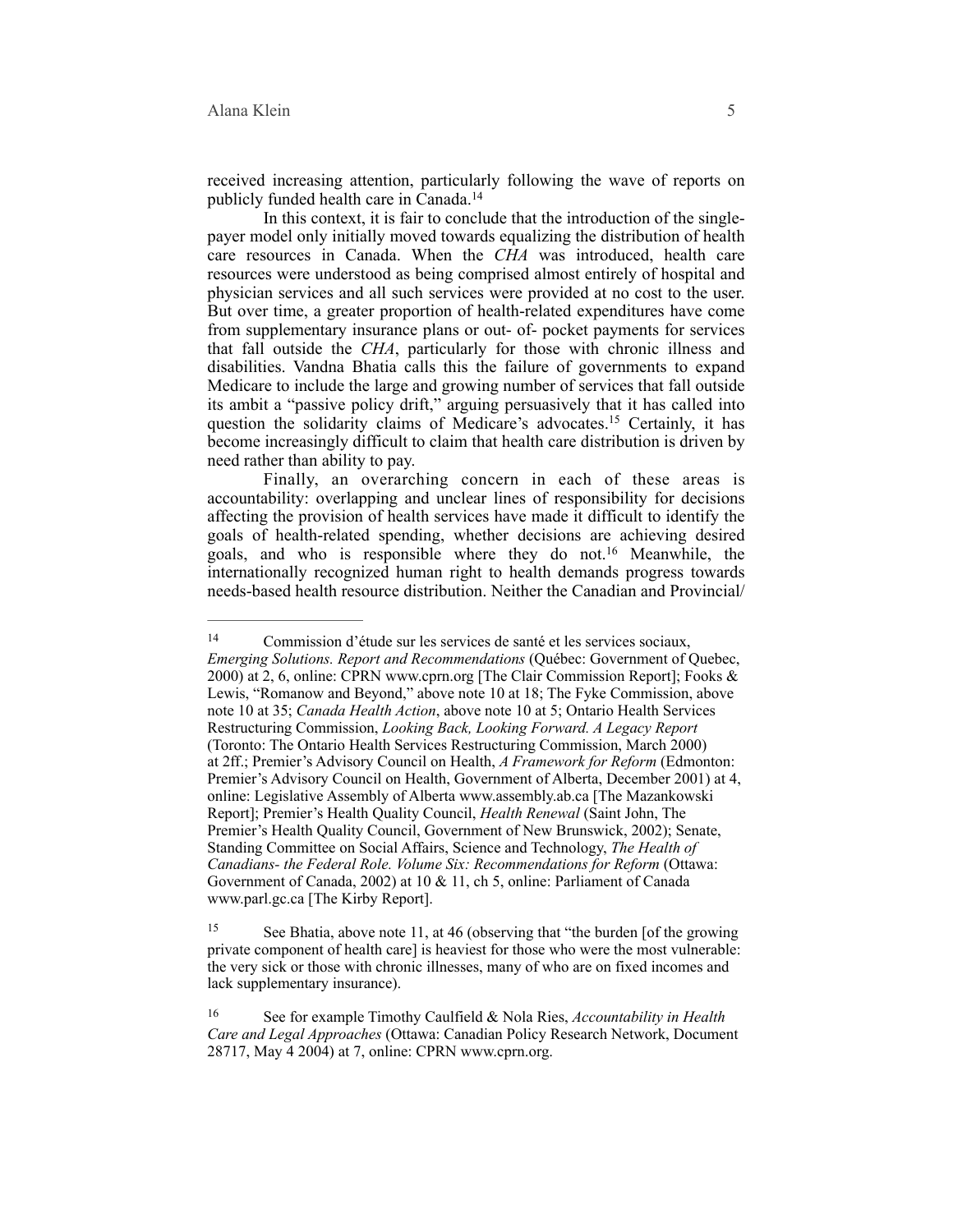received increasing attention, particularly following the wave of reports on publicly funded health care in Canada.[14]

In this context, it is fair to conclude that the introduction of the single-payer model only initially moved towards equalizing the distribution of health care resources in Canada. When the *CHA* was introduced, health care resources were understood as being comprised almost entirely of hospital and physician services and all such services were provided at no cost to the user. But over time, a greater proportion of health-related expenditures have come from supplementary insurance plans or out- of- pocket payments for services that fall outside the *CHA*, particularly for those with chronic illness and disabilities. Vandna Bhatia calls this the failure of governments to expand Medicare to include the large and growing number of services that fall outside its ambit a "passive policy drift," arguing persuasively that it has called into question the solidarity claims of Medicare's advocates.[15] Certainly, it has become increasingly difficult to claim that health care distribution is driven by need rather than ability to pay.

Finally, an overarching concern in each of these areas is accountability: overlapping and unclear lines of responsibility for decisions affecting the provision of health services have made it difficult to identify the goals of health-related spending, whether decisions are achieving desired goals, and who is responsible where they do not.[16] Meanwhile, the internationally recognized human right to health demands progress towards needs-based health resource distribution. Neither the Canadian and Provincial/

---

[14] Commission d'étude sur les services de santé et les services sociaux, *Emerging Solutions. Report and Recommendations* (Québec: Government of Quebec, 2000) at 2, 6, online: CPRN www.cprn.org [The Clair Commission Report]; Fooks & Lewis, "Romanow and Beyond," above note 10 at 18; The Fyke Commission, above note 10 at 35; *Canada Health Action*, above note 10 at 5; Ontario Health Services Restructuring Commission, *Looking Back, Looking Forward. A Legacy Report* (Toronto: The Ontario Health Services Restructuring Commission, March 2000) at 2ff.; Premier's Advisory Council on Health, *A Framework for Reform* (Edmonton: Premier's Advisory Council on Health, Government of Alberta, December 2001) at 4, online: Legislative Assembly of Alberta www.assembly.ab.ca [The Mazankowski Report]; Premier's Health Quality Council, *Health Renewal* (Saint John, The Premier's Health Quality Council, Government of New Brunswick, 2002); Senate, Standing Committee on Social Affairs, Science and Technology, *The Health of Canadians- the Federal Role. Volume Six: Recommendations for Reform* (Ottawa: Government of Canada, 2002) at 10 & 11, ch 5, online: Parliament of Canada www.parl.gc.ca [The Kirby Report].

[15] See Bhatia, above note 11, at 46 (observing that "the burden [of the growing private component of health care] is heaviest for those who were the most vulnerable: the very sick or those with chronic illnesses, many of who are on fixed incomes and lack supplementary insurance).

[16] See for example Timothy Caulfield & Nola Ries, *Accountability in Health Care and Legal Approaches* (Ottawa: Canadian Policy Research Network, Document 28717, May 4 2004) at 7, online: CPRN www.cprn.org.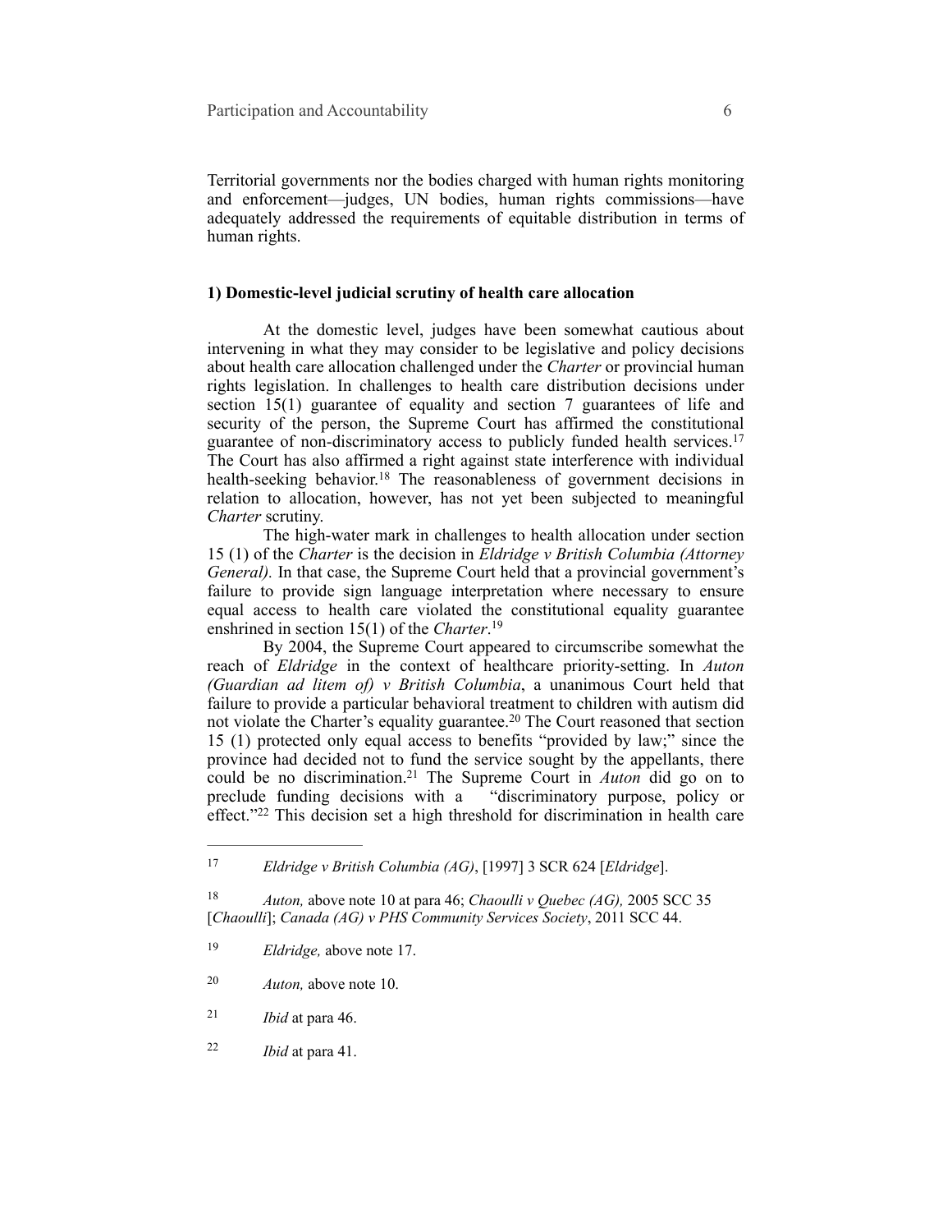Territorial governments nor the bodies charged with human rights monitoring and enforcement—judges, UN bodies, human rights commissions—have adequately addressed the requirements of equitable distribution in terms of human rights.

**1) Domestic-level judicial scrutiny of health care allocation**

At the domestic level, judges have been somewhat cautious about intervening in what they may consider to be legislative and policy decisions about health care allocation challenged under the *Charter* or provincial human rights legislation. In challenges to health care distribution decisions under section 15(1) guarantee of equality and section 7 guarantees of life and security of the person, the Supreme Court has affirmed the constitutional guarantee of non-discriminatory access to publicly funded health services.[17] The Court has also affirmed a right against state interference with individual health-seeking behavior.[18] The reasonableness of government decisions in relation to allocation, however, has not yet been subjected to meaningful *Charter* scrutiny.

The high-water mark in challenges to health allocation under section 15 (1) of the *Charter* is the decision in *Eldridge v British Columbia (Attorney General).* In that case, the Supreme Court held that a provincial government's failure to provide sign language interpretation where necessary to ensure equal access to health care violated the constitutional equality guarantee enshrined in section 15(1) of the *Charter*.[19]

By 2004, the Supreme Court appeared to circumscribe somewhat the reach of *Eldridge* in the context of healthcare priority-setting. In *Auton (Guardian ad litem of) v British Columbia*, a unanimous Court held that failure to provide a particular behavioral treatment to children with autism did not violate the Charter's equality guarantee.[20] The Court reasoned that section 15 (1) protected only equal access to benefits "provided by law;" since the province had decided not to fund the service sought by the appellants, there could be no discrimination.[21] The Supreme Court in *Auton* did go on to preclude funding decisions with a "discriminatory purpose, policy or effect."[22] This decision set a high threshold for discrimination in health care

---

[17] *Eldridge v British Columbia (AG)*, [1997] 3 SCR 624 [*Eldridge*].

[18] *Auton,* above note 10 at para 46; *Chaoulli v Quebec (AG),* 2005 SCC 35 [*Chaoulli*]; *Canada (AG) v PHS Community Services Society*, 2011 SCC 44.

[19] *Eldridge,* above note 17.

[20] *Auton,* above note 10.

[21] *Ibid* at para 46.

[22] *Ibid* at para 41.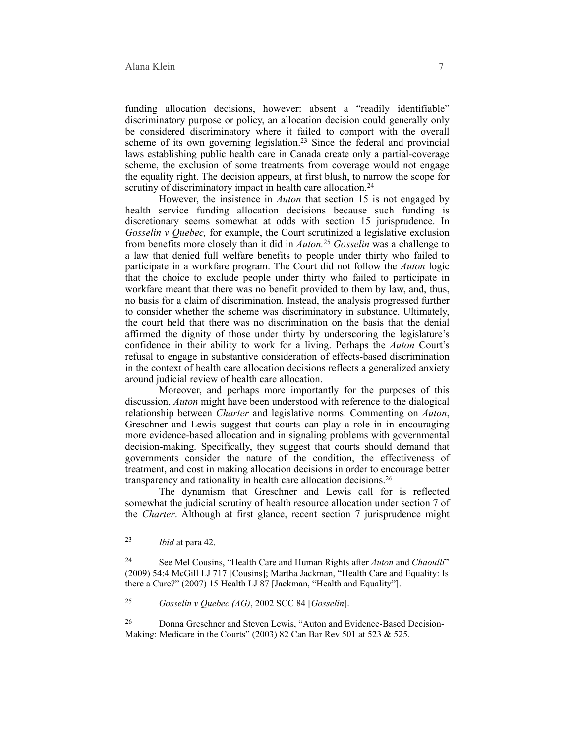funding allocation decisions, however: absent a "readily identifiable" discriminatory purpose or policy, an allocation decision could generally only be considered discriminatory where it failed to comport with the overall scheme of its own governing legislation.[23] Since the federal and provincial laws establishing public health care in Canada create only a partial-coverage scheme, the exclusion of some treatments from coverage would not engage the equality right. The decision appears, at first blush, to narrow the scope for scrutiny of discriminatory impact in health care allocation.[24]

However, the insistence in *Auton* that section 15 is not engaged by health service funding allocation decisions because such funding is discretionary seems somewhat at odds with section 15 jurisprudence. In *Gosselin v Quebec,* for example, the Court scrutinized a legislative exclusion from benefits more closely than it did in *Auton.*[25] *Gosselin* was a challenge to a law that denied full welfare benefits to people under thirty who failed to participate in a workfare program. The Court did not follow the *Auton* logic that the choice to exclude people under thirty who failed to participate in workfare meant that there was no benefit provided to them by law, and, thus, no basis for a claim of discrimination. Instead, the analysis progressed further to consider whether the scheme was discriminatory in substance. Ultimately, the court held that there was no discrimination on the basis that the denial affirmed the dignity of those under thirty by underscoring the legislature's confidence in their ability to work for a living. Perhaps the *Auton* Court's refusal to engage in substantive consideration of effects-based discrimination in the context of health care allocation decisions reflects a generalized anxiety around judicial review of health care allocation.

Moreover, and perhaps more importantly for the purposes of this discussion, *Auton* might have been understood with reference to the dialogical relationship between *Charter* and legislative norms. Commenting on *Auton*, Greschner and Lewis suggest that courts can play a role in in encouraging more evidence-based allocation and in signaling problems with governmental decision-making. Specifically, they suggest that courts should demand that governments consider the nature of the condition, the effectiveness of treatment, and cost in making allocation decisions in order to encourage better transparency and rationality in health care allocation decisions.[26]

The dynamism that Greschner and Lewis call for is reflected somewhat the judicial scrutiny of health resource allocation under section 7 of the *Charter*. Although at first glance, recent section 7 jurisprudence might

---

[23] *Ibid* at para 42.

[24] See Mel Cousins, "Health Care and Human Rights after *Auton* and *Chaoulli*" (2009) 54:4 McGill LJ 717 [Cousins]; Martha Jackman, "Health Care and Equality: Is there a Cure?" (2007) 15 Health LJ 87 [Jackman, "Health and Equality"].

[25] *Gosselin v Quebec (AG)*, 2002 SCC 84 [*Gosselin*].

[26] Donna Greschner and Steven Lewis, "Auton and Evidence-Based Decision-Making: Medicare in the Courts" (2003) 82 Can Bar Rev 501 at 523 & 525.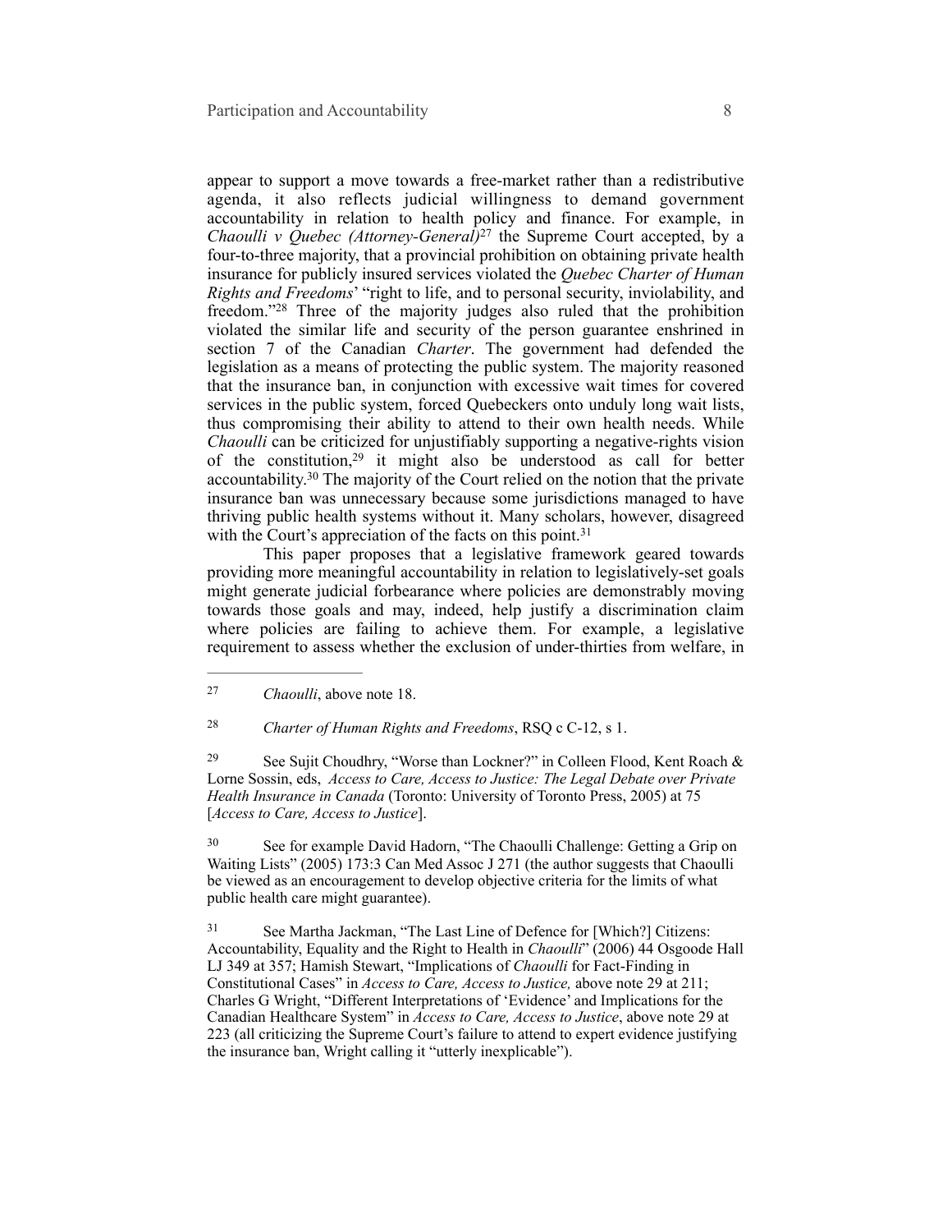appear to support a move towards a free-market rather than a redistributive agenda, it also reflects judicial willingness to demand government accountability in relation to health policy and finance. For example, in *Chaoulli v Quebec (Attorney-General)*[27] the Supreme Court accepted, by a four-to-three majority, that a provincial prohibition on obtaining private health insurance for publicly insured services violated the *Quebec Charter of Human Rights and Freedoms*' "right to life, and to personal security, inviolability, and freedom."[28] Three of the majority judges also ruled that the prohibition violated the similar life and security of the person guarantee enshrined in section 7 of the Canadian *Charter*. The government had defended the legislation as a means of protecting the public system. The majority reasoned that the insurance ban, in conjunction with excessive wait times for covered services in the public system, forced Quebeckers onto unduly long wait lists, thus compromising their ability to attend to their own health needs. While *Chaoulli* can be criticized for unjustifiably supporting a negative-rights vision of the constitution,[29] it might also be understood as call for better accountability.[30] The majority of the Court relied on the notion that the private insurance ban was unnecessary because some jurisdictions managed to have thriving public health systems without it. Many scholars, however, disagreed with the Court's appreciation of the facts on this point.[31]

This paper proposes that a legislative framework geared towards providing more meaningful accountability in relation to legislatively-set goals might generate judicial forbearance where policies are demonstrably moving towards those goals and may, indeed, help justify a discrimination claim where policies are failing to achieve them. For example, a legislative requirement to assess whether the exclusion of under-thirties from welfare, in

---

[27] *Chaoulli*, above note 18.

[28] *Charter of Human Rights and Freedoms*, RSQ c C-12, s 1.

[29] See Sujit Choudhry, "Worse than Lockner?" in Colleen Flood, Kent Roach & Lorne Sossin, eds, *Access to Care, Access to Justice: The Legal Debate over Private Health Insurance in Canada* (Toronto: University of Toronto Press, 2005) at 75 [*Access to Care, Access to Justice*].

[30] See for example David Hadorn, "The Chaoulli Challenge: Getting a Grip on Waiting Lists" (2005) 173:3 Can Med Assoc J 271 (the author suggests that Chaoulli be viewed as an encouragement to develop objective criteria for the limits of what public health care might guarantee).

[31] See Martha Jackman, "The Last Line of Defence for [Which?] Citizens: Accountability, Equality and the Right to Health in *Chaoulli*" (2006) 44 Osgoode Hall LJ 349 at 357; Hamish Stewart, "Implications of *Chaoulli* for Fact-Finding in Constitutional Cases" in *Access to Care, Access to Justice,* above note 29 at 211; Charles G Wright, "Different Interpretations of 'Evidence' and Implications for the Canadian Healthcare System" in *Access to Care, Access to Justice*, above note 29 at 223 (all criticizing the Supreme Court's failure to attend to expert evidence justifying the insurance ban, Wright calling it "utterly inexplicable").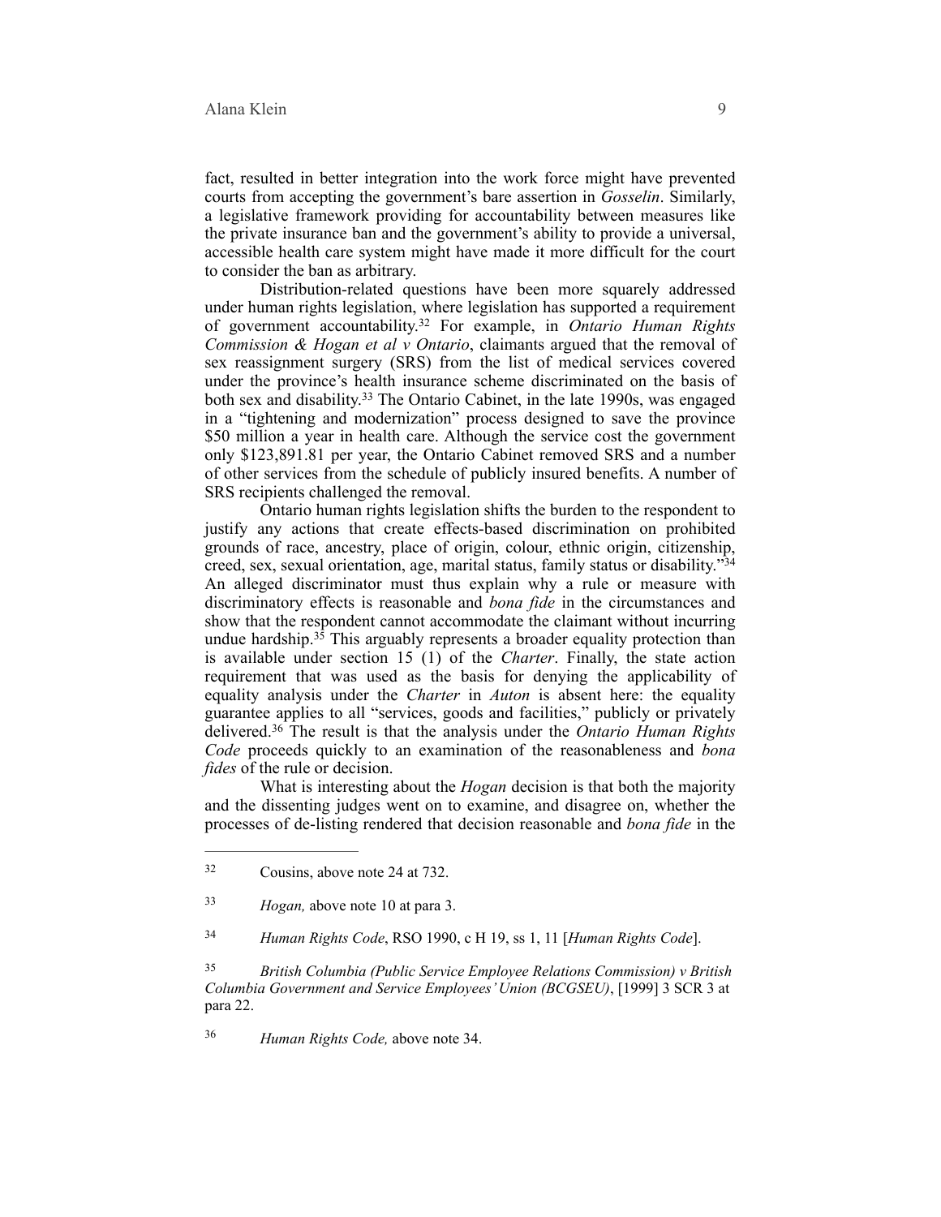fact, resulted in better integration into the work force might have prevented courts from accepting the government's bare assertion in *Gosselin*. Similarly, a legislative framework providing for accountability between measures like the private insurance ban and the government's ability to provide a universal, accessible health care system might have made it more difficult for the court to consider the ban as arbitrary.

Distribution-related questions have been more squarely addressed under human rights legislation, where legislation has supported a requirement of government accountability.[32] For example, in *Ontario Human Rights Commission & Hogan et al v Ontario*, claimants argued that the removal of sex reassignment surgery (SRS) from the list of medical services covered under the province's health insurance scheme discriminated on the basis of both sex and disability.[33] The Ontario Cabinet, in the late 1990s, was engaged in a "tightening and modernization" process designed to save the province $50 million a year in health care. Although the service cost the government only $123,891.81 per year, the Ontario Cabinet removed SRS and a number of other services from the schedule of publicly insured benefits. A number of SRS recipients challenged the removal.

Ontario human rights legislation shifts the burden to the respondent to justify any actions that create effects-based discrimination on prohibited grounds of race, ancestry, place of origin, colour, ethnic origin, citizenship, creed, sex, sexual orientation, age, marital status, family status or disability."[34] An alleged discriminator must thus explain why a rule or measure with discriminatory effects is reasonable and *bona fide* in the circumstances and show that the respondent cannot accommodate the claimant without incurring undue hardship.[35] This arguably represents a broader equality protection than is available under section 15 (1) of the *Charter*. Finally, the state action requirement that was used as the basis for denying the applicability of equality analysis under the *Charter* in *Auton* is absent here: the equality guarantee applies to all "services, goods and facilities," publicly or privately delivered.[36] The result is that the analysis under the *Ontario Human Rights Code* proceeds quickly to an examination of the reasonableness and *bona fides* of the rule or decision.

What is interesting about the *Hogan* decision is that both the majority and the dissenting judges went on to examine, and disagree on, whether the processes of de-listing rendered that decision reasonable and *bona fide* in the

---

[32] Cousins, above note 24 at 732.

[33] *Hogan,* above note 10 at para 3.

[34] *Human Rights Code*, RSO 1990, c H 19, ss 1, 11 [*Human Rights Code*].

[35] *British Columbia (Public Service Employee Relations Commission) v British Columbia Government and Service Employees' Union (BCGSEU)*, [1999] 3 SCR 3 at para 22.

[36] *Human Rights Code,* above note 34.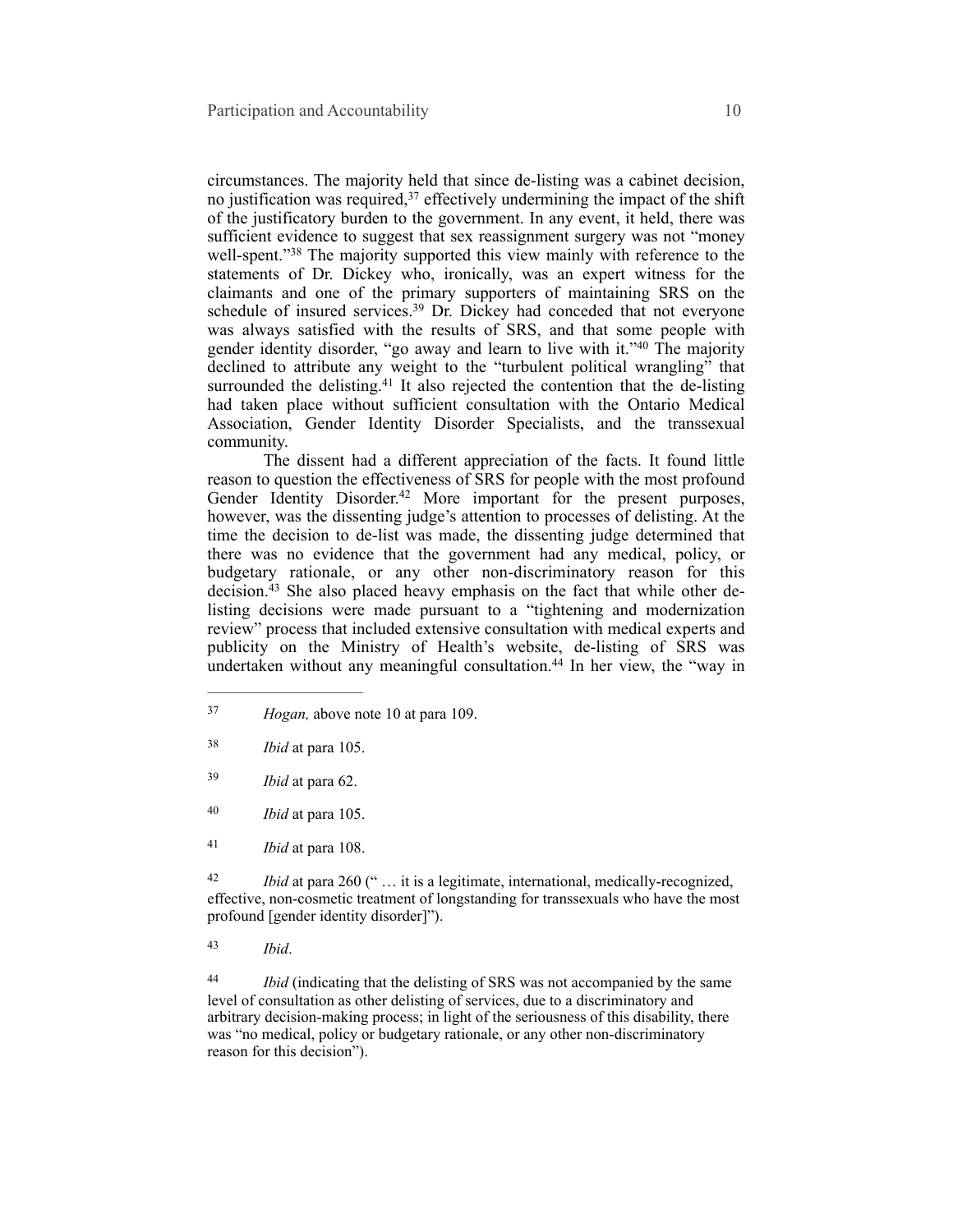circumstances. The majority held that since de-listing was a cabinet decision, no justification was required,[37] effectively undermining the impact of the shift of the justificatory burden to the government. In any event, it held, there was sufficient evidence to suggest that sex reassignment surgery was not "money well-spent."[38] The majority supported this view mainly with reference to the statements of Dr. Dickey who, ironically, was an expert witness for the claimants and one of the primary supporters of maintaining SRS on the schedule of insured services.[39] Dr. Dickey had conceded that not everyone was always satisfied with the results of SRS, and that some people with gender identity disorder, "go away and learn to live with it."[40] The majority declined to attribute any weight to the "turbulent political wrangling" that surrounded the delisting.[41] It also rejected the contention that the de-listing had taken place without sufficient consultation with the Ontario Medical Association, Gender Identity Disorder Specialists, and the transsexual community.

The dissent had a different appreciation of the facts. It found little reason to question the effectiveness of SRS for people with the most profound Gender Identity Disorder.[42] More important for the present purposes, however, was the dissenting judge's attention to processes of delisting. At the time the decision to de-list was made, the dissenting judge determined that there was no evidence that the government had any medical, policy, or budgetary rationale, or any other non-discriminatory reason for this decision.[43] She also placed heavy emphasis on the fact that while other de-listing decisions were made pursuant to a "tightening and modernization review" process that included extensive consultation with medical experts and publicity on the Ministry of Health's website, de-listing of SRS was undertaken without any meaningful consultation.[44] In her view, the "way in

---

[37] *Hogan,* above note 10 at para 109.

[38] *Ibid* at para 105.

[39] *Ibid* at para 62.

[40] *Ibid* at para 105.

[41] *Ibid* at para 108.

[42] *Ibid* at para 260 (" … it is a legitimate, international, medically-recognized, effective, non-cosmetic treatment of longstanding for transsexuals who have the most profound [gender identity disorder]").

[43] *Ibid*.

[44] *Ibid* (indicating that the delisting of SRS was not accompanied by the same level of consultation as other delisting of services, due to a discriminatory and arbitrary decision-making process; in light of the seriousness of this disability, there was "no medical, policy or budgetary rationale, or any other non-discriminatory reason for this decision").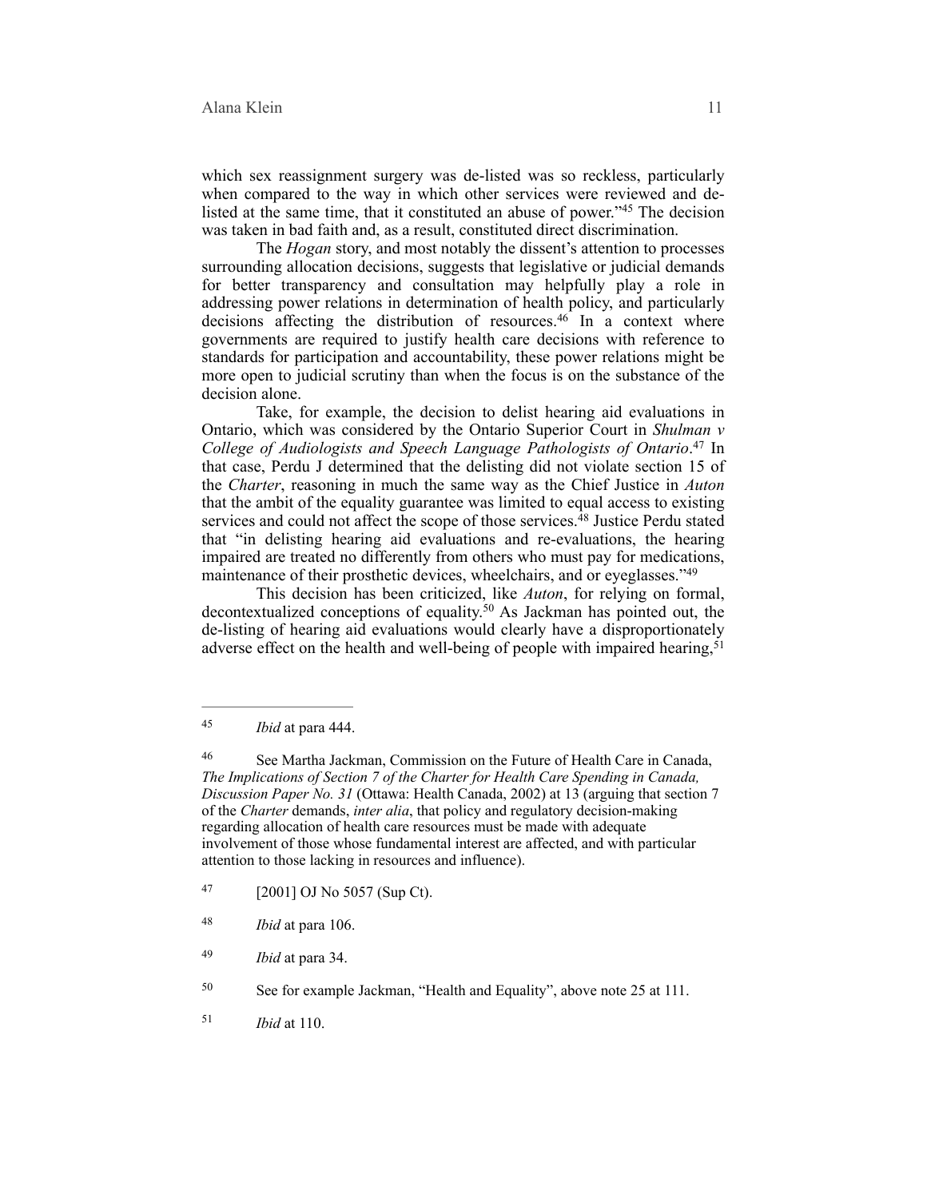which sex reassignment surgery was de-listed was so reckless, particularly when compared to the way in which other services were reviewed and de-listed at the same time, that it constituted an abuse of power."[45] The decision was taken in bad faith and, as a result, constituted direct discrimination.

The *Hogan* story, and most notably the dissent's attention to processes surrounding allocation decisions, suggests that legislative or judicial demands for better transparency and consultation may helpfully play a role in addressing power relations in determination of health policy, and particularly decisions affecting the distribution of resources.[46] In a context where governments are required to justify health care decisions with reference to standards for participation and accountability, these power relations might be more open to judicial scrutiny than when the focus is on the substance of the decision alone.

Take, for example, the decision to delist hearing aid evaluations in Ontario, which was considered by the Ontario Superior Court in *Shulman v College of Audiologists and Speech Language Pathologists of Ontario*.[47] In that case, Perdu J determined that the delisting did not violate section 15 of the *Charter*, reasoning in much the same way as the Chief Justice in *Auton* that the ambit of the equality guarantee was limited to equal access to existing services and could not affect the scope of those services.[48] Justice Perdu stated that "in delisting hearing aid evaluations and re-evaluations, the hearing impaired are treated no differently from others who must pay for medications, maintenance of their prosthetic devices, wheelchairs, and or eyeglasses."[49]

This decision has been criticized, like *Auton*, for relying on formal, decontextualized conceptions of equality.[50] As Jackman has pointed out, the de-listing of hearing aid evaluations would clearly have a disproportionately adverse effect on the health and well-being of people with impaired hearing,[51]

---

45 *Ibid* at para 444.

46 See Martha Jackman, Commission on the Future of Health Care in Canada, *The Implications of Section 7 of the Charter for Health Care Spending in Canada, Discussion Paper No. 31* (Ottawa: Health Canada, 2002) at 13 (arguing that section 7 of the *Charter* demands, *inter alia*, that policy and regulatory decision-making regarding allocation of health care resources must be made with adequate involvement of those whose fundamental interest are affected, and with particular attention to those lacking in resources and influence).

47 [2001] OJ No 5057 (Sup Ct).

48 *Ibid* at para 106.

49 *Ibid* at para 34.

50 See for example Jackman, "Health and Equality", above note 25 at 111.

51 *Ibid* at 110.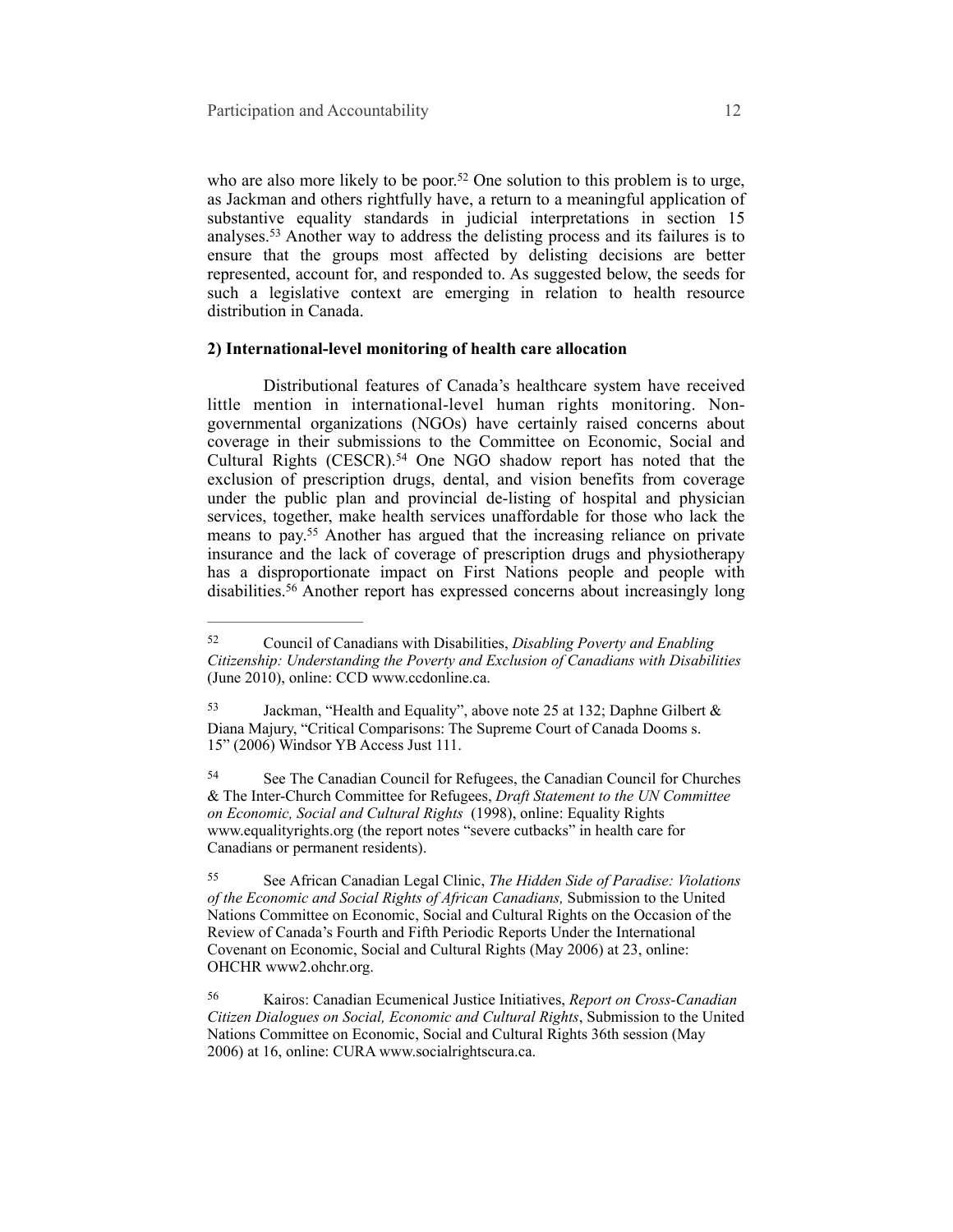who are also more likely to be poor.[52] One solution to this problem is to urge, as Jackman and others rightfully have, a return to a meaningful application of substantive equality standards in judicial interpretations in section 15 analyses.[53] Another way to address the delisting process and its failures is to ensure that the groups most affected by delisting decisions are better represented, account for, and responded to. As suggested below, the seeds for such a legislative context are emerging in relation to health resource distribution in Canada.

**2) International-level monitoring of health care allocation**

Distributional features of Canada's healthcare system have received little mention in international-level human rights monitoring. Non-governmental organizations (NGOs) have certainly raised concerns about coverage in their submissions to the Committee on Economic, Social and Cultural Rights (CESCR).[54] One NGO shadow report has noted that the exclusion of prescription drugs, dental, and vision benefits from coverage under the public plan and provincial de-listing of hospital and physician services, together, make health services unaffordable for those who lack the means to pay.[55] Another has argued that the increasing reliance on private insurance and the lack of coverage of prescription drugs and physiotherapy has a disproportionate impact on First Nations people and people with disabilities.[56] Another report has expressed concerns about increasingly long

---

[52] Council of Canadians with Disabilities, *Disabling Poverty and Enabling Citizenship: Understanding the Poverty and Exclusion of Canadians with Disabilities* (June 2010), online: CCD www.ccdonline.ca.

[53] Jackman, "Health and Equality", above note 25 at 132; Daphne Gilbert & Diana Majury, "Critical Comparisons: The Supreme Court of Canada Dooms s. 15" (2006) Windsor YB Access Just 111.

[54] See The Canadian Council for Refugees, the Canadian Council for Churches & The Inter-Church Committee for Refugees, *Draft Statement to the UN Committee on Economic, Social and Cultural Rights* (1998), online: Equality Rights www.equalityrights.org (the report notes "severe cutbacks" in health care for Canadians or permanent residents).

[55] See African Canadian Legal Clinic, *The Hidden Side of Paradise: Violations of the Economic and Social Rights of African Canadians,* Submission to the United Nations Committee on Economic, Social and Cultural Rights on the Occasion of the Review of Canada's Fourth and Fifth Periodic Reports Under the International Covenant on Economic, Social and Cultural Rights (May 2006) at 23, online: OHCHR www2.ohchr.org.

[56] Kairos: Canadian Ecumenical Justice Initiatives, *Report on Cross-Canadian Citizen Dialogues on Social, Economic and Cultural Rights*, Submission to the United Nations Committee on Economic, Social and Cultural Rights 36th session (May 2006) at 16, online: CURA www.socialrightscura.ca.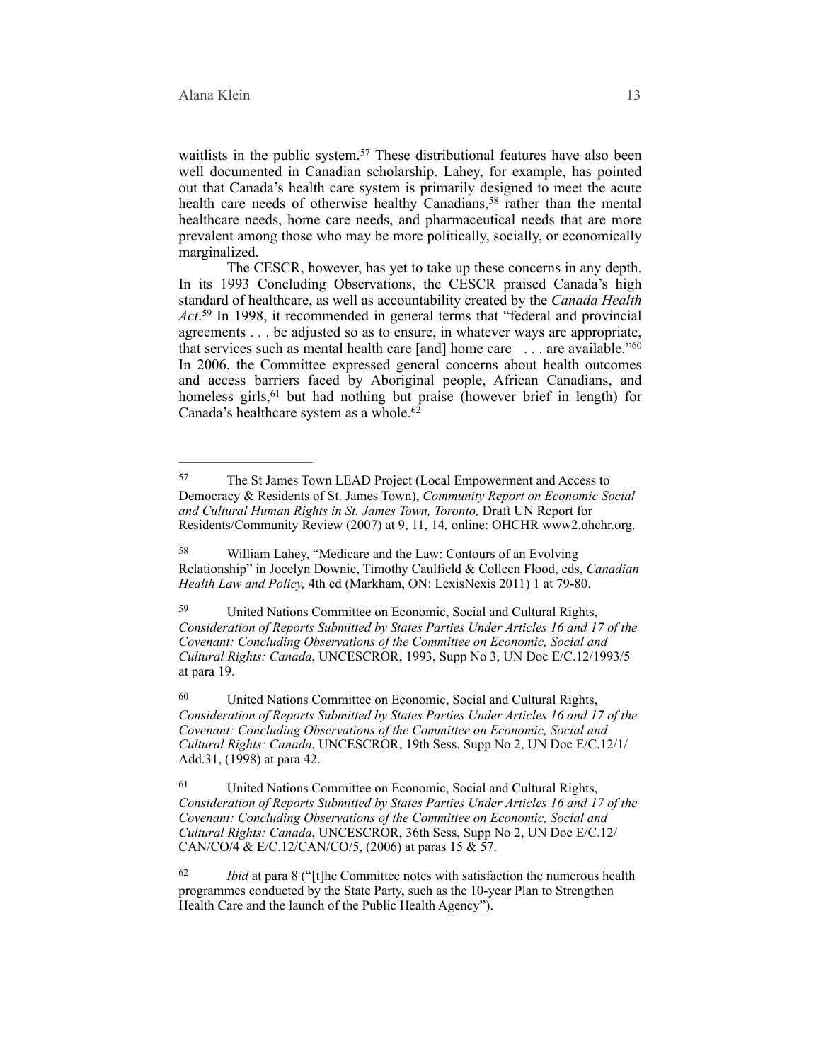waitlists in the public system.[57] These distributional features have also been well documented in Canadian scholarship. Lahey, for example, has pointed out that Canada's health care system is primarily designed to meet the acute health care needs of otherwise healthy Canadians,[58] rather than the mental healthcare needs, home care needs, and pharmaceutical needs that are more prevalent among those who may be more politically, socially, or economically marginalized.

The CESCR, however, has yet to take up these concerns in any depth. In its 1993 Concluding Observations, the CESCR praised Canada's high standard of healthcare, as well as accountability created by the *Canada Health Act*.[59] In 1998, it recommended in general terms that "federal and provincial agreements . . . be adjusted so as to ensure, in whatever ways are appropriate, that services such as mental health care [and] home care . . . are available."[60] In 2006, the Committee expressed general concerns about health outcomes and access barriers faced by Aboriginal people, African Canadians, and homeless girls,[61] but had nothing but praise (however brief in length) for Canada's healthcare system as a whole.[62]

---

[57] The St James Town LEAD Project (Local Empowerment and Access to Democracy & Residents of St. James Town), *Community Report on Economic Social and Cultural Human Rights in St. James Town, Toronto,* Draft UN Report for Residents/Community Review (2007) at 9, 11, 14*,* online: OHCHR www2.ohchr.org.

[58] William Lahey, "Medicare and the Law: Contours of an Evolving Relationship" in Jocelyn Downie, Timothy Caulfield & Colleen Flood, eds, *Canadian Health Law and Policy,* 4th ed (Markham, ON: LexisNexis 2011) 1 at 79-80.

[59] United Nations Committee on Economic, Social and Cultural Rights, *Consideration of Reports Submitted by States Parties Under Articles 16 and 17 of the Covenant: Concluding Observations of the Committee on Economic, Social and Cultural Rights: Canada*, UNCESCROR, 1993, Supp No 3, UN Doc E/C.12/1993/5 at para 19.

[60] United Nations Committee on Economic, Social and Cultural Rights, *Consideration of Reports Submitted by States Parties Under Articles 16 and 17 of the Covenant: Concluding Observations of the Committee on Economic, Social and Cultural Rights: Canada*, UNCESCROR, 19th Sess, Supp No 2, UN Doc E/C.12/1/Add.31, (1998) at para 42.

[61] United Nations Committee on Economic, Social and Cultural Rights, *Consideration of Reports Submitted by States Parties Under Articles 16 and 17 of the Covenant: Concluding Observations of the Committee on Economic, Social and Cultural Rights: Canada*, UNCESCROR, 36th Sess, Supp No 2, UN Doc E/C.12/CAN/CO/4 & E/C.12/CAN/CO/5, (2006) at paras 15 & 57.

[62] *Ibid* at para 8 ("[t]he Committee notes with satisfaction the numerous health programmes conducted by the State Party, such as the 10-year Plan to Strengthen Health Care and the launch of the Public Health Agency").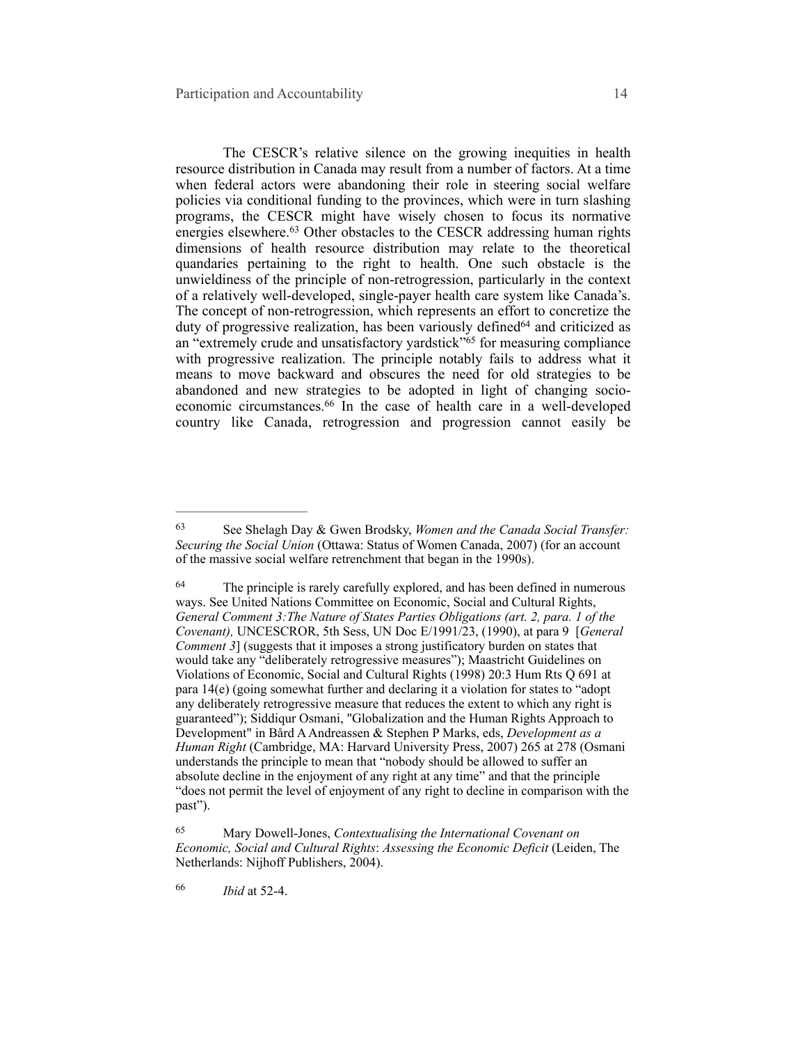The CESCR's relative silence on the growing inequities in health resource distribution in Canada may result from a number of factors. At a time when federal actors were abandoning their role in steering social welfare policies via conditional funding to the provinces, which were in turn slashing programs, the CESCR might have wisely chosen to focus its normative energies elsewhere.[63] Other obstacles to the CESCR addressing human rights dimensions of health resource distribution may relate to the theoretical quandaries pertaining to the right to health. One such obstacle is the unwieldiness of the principle of non-retrogression, particularly in the context of a relatively well-developed, single-payer health care system like Canada's. The concept of non-retrogression, which represents an effort to concretize the duty of progressive realization, has been variously defined[64] and criticized as an "extremely crude and unsatisfactory yardstick"[65] for measuring compliance with progressive realization. The principle notably fails to address what it means to move backward and obscures the need for old strategies to be abandoned and new strategies to be adopted in light of changing socio-economic circumstances.[66] In the case of health care in a well-developed country like Canada, retrogression and progression cannot easily be

---

[63] See Shelagh Day & Gwen Brodsky, *Women and the Canada Social Transfer: Securing the Social Union* (Ottawa: Status of Women Canada, 2007) (for an account of the massive social welfare retrenchment that began in the 1990s).

[64] The principle is rarely carefully explored, and has been defined in numerous ways. See United Nations Committee on Economic, Social and Cultural Rights, *General Comment 3:The Nature of States Parties Obligations (art. 2, para. 1 of the Covenant),* UNCESCROR, 5th Sess, UN Doc E/1991/23, (1990), at para 9 [*General Comment 3*] (suggests that it imposes a strong justificatory burden on states that would take any "deliberately retrogressive measures"); Maastricht Guidelines on Violations of Economic, Social and Cultural Rights (1998) 20:3 Hum Rts Q 691 at para 14(e) (going somewhat further and declaring it a violation for states to "adopt any deliberately retrogressive measure that reduces the extent to which any right is guaranteed"); Siddiqur Osmani, "Globalization and the Human Rights Approach to Development" in Bård A Andreassen & Stephen P Marks, eds, *Development as a Human Right* (Cambridge, MA: Harvard University Press, 2007) 265 at 278 (Osmani understands the principle to mean that "nobody should be allowed to suffer an absolute decline in the enjoyment of any right at any time" and that the principle "does not permit the level of enjoyment of any right to decline in comparison with the past").

[65] Mary Dowell-Jones, *Contextualising the International Covenant on Economic, Social and Cultural Rights*: *Assessing the Economic Deficit* (Leiden, The Netherlands: Nijhoff Publishers, 2004).

[66] *Ibid* at 52-4.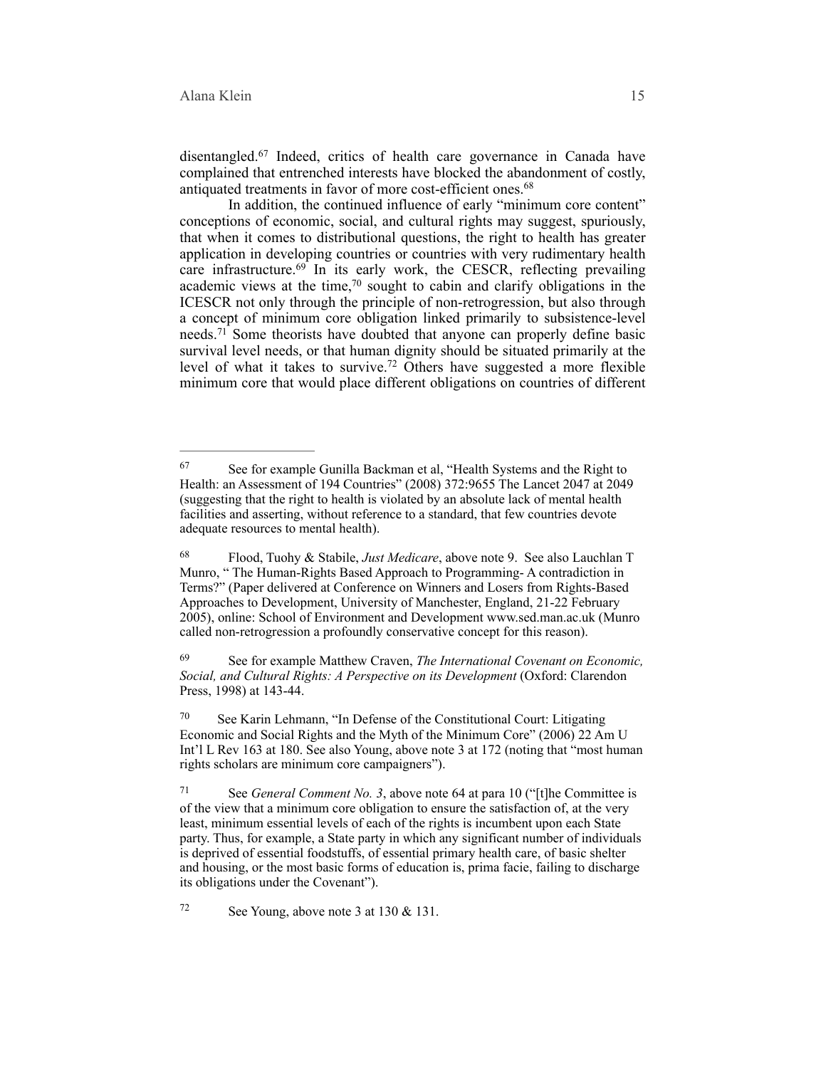disentangled.[67] Indeed, critics of health care governance in Canada have complained that entrenched interests have blocked the abandonment of costly, antiquated treatments in favor of more cost-efficient ones.[68]

In addition, the continued influence of early "minimum core content" conceptions of economic, social, and cultural rights may suggest, spuriously, that when it comes to distributional questions, the right to health has greater application in developing countries or countries with very rudimentary health care infrastructure.[69] In its early work, the CESCR, reflecting prevailing academic views at the time,[70] sought to cabin and clarify obligations in the ICESCR not only through the principle of non-retrogression, but also through a concept of minimum core obligation linked primarily to subsistence-level needs.[71] Some theorists have doubted that anyone can properly define basic survival level needs, or that human dignity should be situated primarily at the level of what it takes to survive.[72] Others have suggested a more flexible minimum core that would place different obligations on countries of different

---

[67] See for example Gunilla Backman et al, "Health Systems and the Right to Health: an Assessment of 194 Countries" (2008) 372:9655 The Lancet 2047 at 2049 (suggesting that the right to health is violated by an absolute lack of mental health facilities and asserting, without reference to a standard, that few countries devote adequate resources to mental health).

[68] Flood, Tuohy & Stabile, *Just Medicare*, above note 9. See also Lauchlan T Munro, " The Human-Rights Based Approach to Programming- A contradiction in Terms?" (Paper delivered at Conference on Winners and Losers from Rights-Based Approaches to Development, University of Manchester, England, 21-22 February 2005), online: School of Environment and Development www.sed.man.ac.uk (Munro called non-retrogression a profoundly conservative concept for this reason).

[69] See for example Matthew Craven, *The International Covenant on Economic, Social, and Cultural Rights: A Perspective on its Development* (Oxford: Clarendon Press, 1998) at 143-44.

[70] See Karin Lehmann, "In Defense of the Constitutional Court: Litigating Economic and Social Rights and the Myth of the Minimum Core" (2006) 22 Am U Int'l L Rev 163 at 180. See also Young, above note 3 at 172 (noting that "most human rights scholars are minimum core campaigners").

[71] See *General Comment No. 3*, above note 64 at para 10 ("[t]he Committee is of the view that a minimum core obligation to ensure the satisfaction of, at the very least, minimum essential levels of each of the rights is incumbent upon each State party. Thus, for example, a State party in which any significant number of individuals is deprived of essential foodstuffs, of essential primary health care, of basic shelter and housing, or the most basic forms of education is, prima facie, failing to discharge its obligations under the Covenant").

[72] See Young, above note 3 at 130 & 131.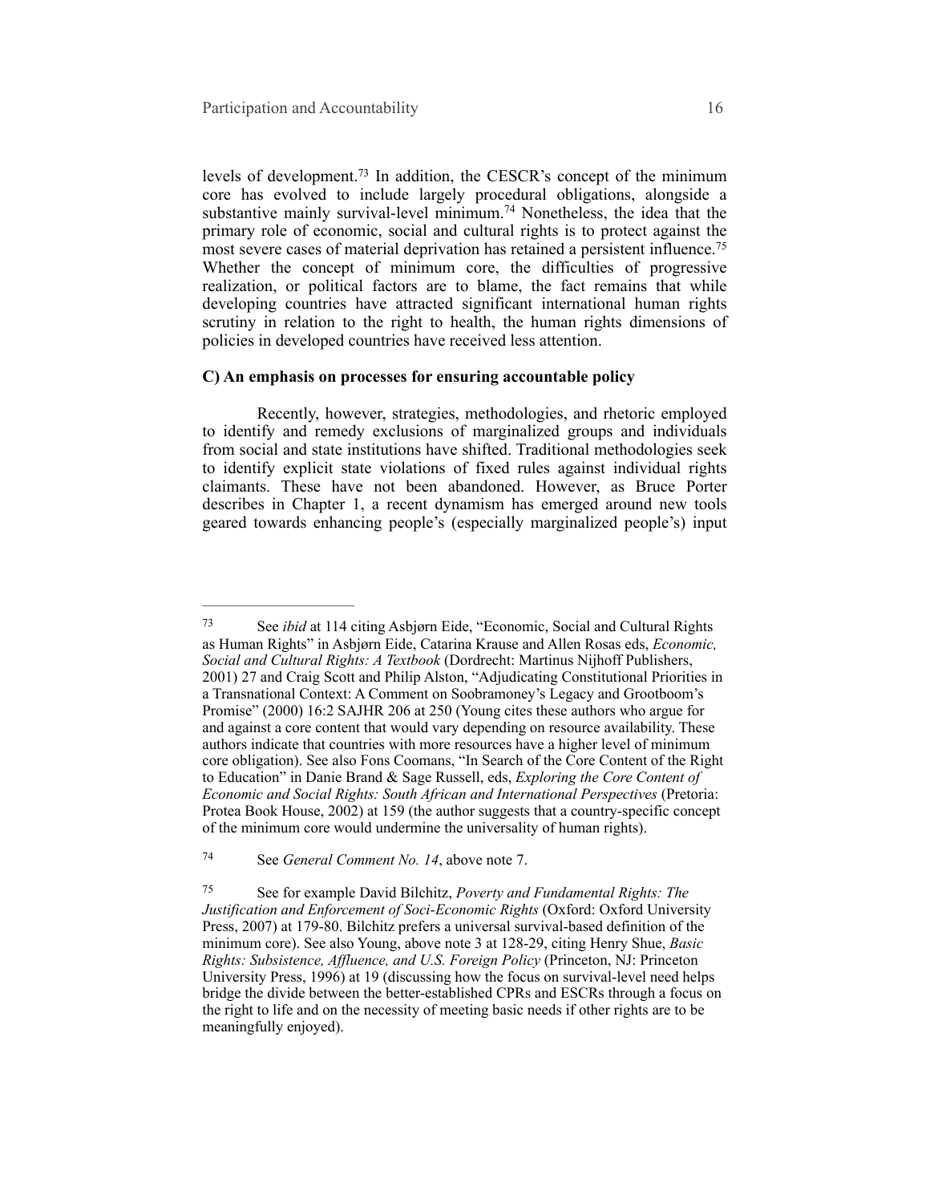levels of development.[73] In addition, the CESCR's concept of the minimum core has evolved to include largely procedural obligations, alongside a substantive mainly survival-level minimum.[74] Nonetheless, the idea that the primary role of economic, social and cultural rights is to protect against the most severe cases of material deprivation has retained a persistent influence.[75] Whether the concept of minimum core, the difficulties of progressive realization, or political factors are to blame, the fact remains that while developing countries have attracted significant international human rights scrutiny in relation to the right to health, the human rights dimensions of policies in developed countries have received less attention.

### C) An emphasis on processes for ensuring accountable policy

Recently, however, strategies, methodologies, and rhetoric employed to identify and remedy exclusions of marginalized groups and individuals from social and state institutions have shifted. Traditional methodologies seek to identify explicit state violations of fixed rules against individual rights claimants. These have not been abandoned. However, as Bruce Porter describes in Chapter 1, a recent dynamism has emerged around new tools geared towards enhancing people's (especially marginalized people's) input

---

[73] See *ibid* at 114 citing Asbjørn Eide, "Economic, Social and Cultural Rights as Human Rights" in Asbjørn Eide, Catarina Krause and Allen Rosas eds, *Economic, Social and Cultural Rights: A Textbook* (Dordrecht: Martinus Nijhoff Publishers, 2001) 27 and Craig Scott and Philip Alston, "Adjudicating Constitutional Priorities in a Transnational Context: A Comment on Soobramoney's Legacy and Grootboom's Promise" (2000) 16:2 SAJHR 206 at 250 (Young cites these authors who argue for and against a core content that would vary depending on resource availability. These authors indicate that countries with more resources have a higher level of minimum core obligation). See also Fons Coomans, "In Search of the Core Content of the Right to Education" in Danie Brand & Sage Russell, eds, *Exploring the Core Content of Economic and Social Rights: South African and International Perspectives* (Pretoria: Protea Book House, 2002) at 159 (the author suggests that a country-specific concept of the minimum core would undermine the universality of human rights).

[74] See *General Comment No. 14*, above note 7.

[75] See for example David Bilchitz, *Poverty and Fundamental Rights: The Justification and Enforcement of Soci-Economic Rights* (Oxford: Oxford University Press, 2007) at 179-80. Bilchitz prefers a universal survival-based definition of the minimum core). See also Young, above note 3 at 128-29, citing Henry Shue, *Basic Rights: Subsistence, Affluence, and U.S. Foreign Policy* (Princeton, NJ: Princeton University Press, 1996) at 19 (discussing how the focus on survival-level need helps bridge the divide between the better-established CPRs and ESCRs through a focus on the right to life and on the necessity of meeting basic needs if other rights are to be meaningfully enjoyed).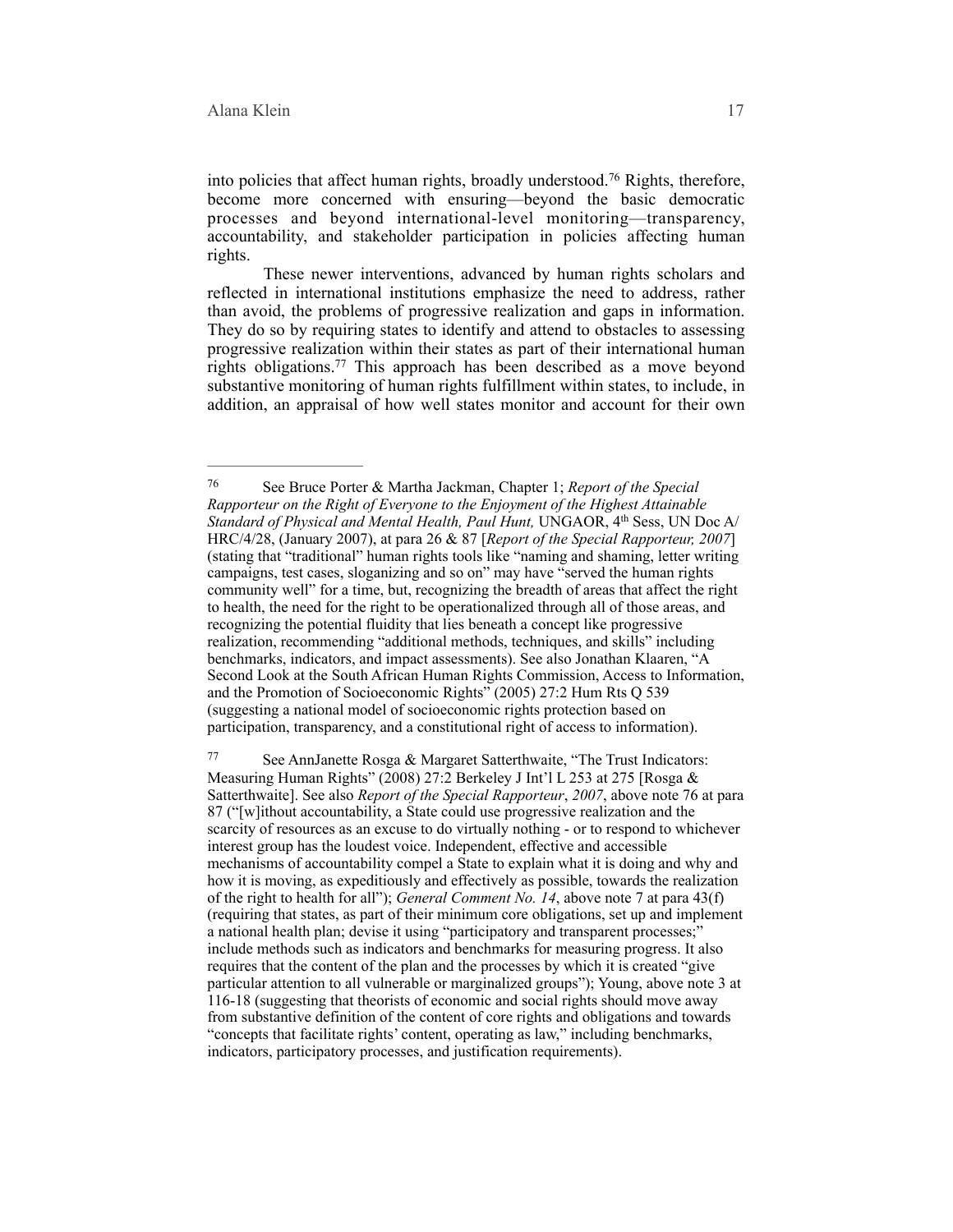into policies that affect human rights, broadly understood.[76] Rights, therefore, become more concerned with ensuring—beyond the basic democratic processes and beyond international-level monitoring—transparency, accountability, and stakeholder participation in policies affecting human rights.

These newer interventions, advanced by human rights scholars and reflected in international institutions emphasize the need to address, rather than avoid, the problems of progressive realization and gaps in information. They do so by requiring states to identify and attend to obstacles to assessing progressive realization within their states as part of their international human rights obligations.[77] This approach has been described as a move beyond substantive monitoring of human rights fulfillment within states, to include, in addition, an appraisal of how well states monitor and account for their own

---

[76] See Bruce Porter & Martha Jackman, Chapter 1; *Report of the Special Rapporteur on the Right of Everyone to the Enjoyment of the Highest Attainable Standard of Physical and Mental Health, Paul Hunt,* UNGAOR, 4th Sess, UN Doc A/HRC/4/28, (January 2007), at para 26 & 87 [*Report of the Special Rapporteur, 2007*] (stating that "traditional" human rights tools like "naming and shaming, letter writing campaigns, test cases, sloganizing and so on" may have "served the human rights community well" for a time, but, recognizing the breadth of areas that affect the right to health, the need for the right to be operationalized through all of those areas, and recognizing the potential fluidity that lies beneath a concept like progressive realization, recommending "additional methods, techniques, and skills" including benchmarks, indicators, and impact assessments). See also Jonathan Klaaren, "A Second Look at the South African Human Rights Commission, Access to Information, and the Promotion of Socioeconomic Rights" (2005) 27:2 Hum Rts Q 539 (suggesting a national model of socioeconomic rights protection based on participation, transparency, and a constitutional right of access to information).

[77] See AnnJanette Rosga & Margaret Satterthwaite, "The Trust Indicators: Measuring Human Rights" (2008) 27:2 Berkeley J Int'l L 253 at 275 [Rosga & Satterthwaite]. See also *Report of the Special Rapporteur*, *2007*, above note 76 at para 87 ("[w]ithout accountability, a State could use progressive realization and the scarcity of resources as an excuse to do virtually nothing - or to respond to whichever interest group has the loudest voice. Independent, effective and accessible mechanisms of accountability compel a State to explain what it is doing and why and how it is moving, as expeditiously and effectively as possible, towards the realization of the right to health for all"); *General Comment No. 14*, above note 7 at para 43(f) (requiring that states, as part of their minimum core obligations, set up and implement a national health plan; devise it using "participatory and transparent processes;" include methods such as indicators and benchmarks for measuring progress. It also requires that the content of the plan and the processes by which it is created "give particular attention to all vulnerable or marginalized groups"); Young, above note 3 at 116-18 (suggesting that theorists of economic and social rights should move away from substantive definition of the content of core rights and obligations and towards "concepts that facilitate rights' content, operating as law," including benchmarks, indicators, participatory processes, and justification requirements).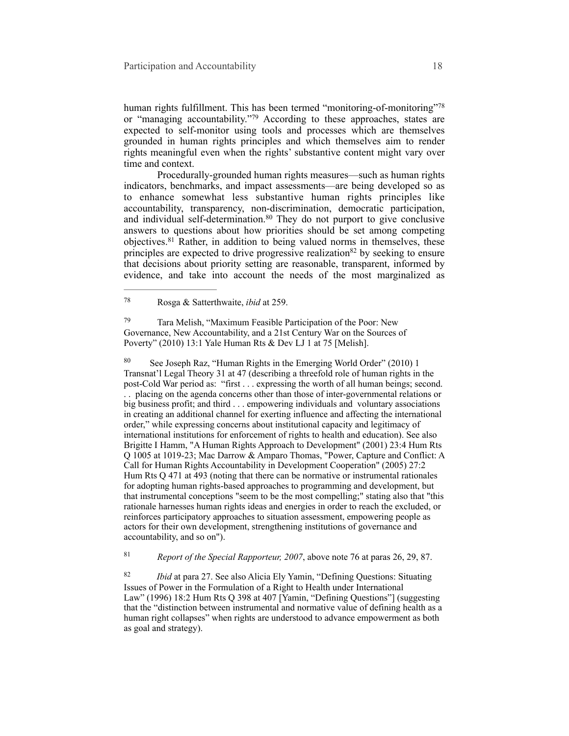human rights fulfillment. This has been termed "monitoring-of-monitoring"[78] or "managing accountability."[79] According to these approaches, states are expected to self-monitor using tools and processes which are themselves grounded in human rights principles and which themselves aim to render rights meaningful even when the rights' substantive content might vary over time and context.

Procedurally-grounded human rights measures—such as human rights indicators, benchmarks, and impact assessments—are being developed so as to enhance somewhat less substantive human rights principles like accountability, transparency, non-discrimination, democratic participation, and individual self-determination.[80] They do not purport to give conclusive answers to questions about how priorities should be set among competing objectives.[81] Rather, in addition to being valued norms in themselves, these principles are expected to drive progressive realization[82] by seeking to ensure that decisions about priority setting are reasonable, transparent, informed by evidence, and take into account the needs of the most marginalized as

---

[78] Rosga & Satterthwaite, *ibid* at 259.

[79] Tara Melish, "Maximum Feasible Participation of the Poor: New Governance, New Accountability, and a 21st Century War on the Sources of Poverty" (2010) 13:1 Yale Human Rts & Dev LJ 1 at 75 [Melish].

[80] See Joseph Raz, "Human Rights in the Emerging World Order" (2010) 1 Transnat'l Legal Theory 31 at 47 (describing a threefold role of human rights in the post-Cold War period as: "first . . . expressing the worth of all human beings; second. . . placing on the agenda concerns other than those of inter-governmental relations or big business profit; and third . . . empowering individuals and voluntary associations in creating an additional channel for exerting influence and affecting the international order," while expressing concerns about institutional capacity and legitimacy of international institutions for enforcement of rights to health and education). See also Brigitte I Hamm, "A Human Rights Approach to Development" (2001) 23:4 Hum Rts Q 1005 at 1019-23; Mac Darrow & Amparo Thomas, "Power, Capture and Conflict: A Call for Human Rights Accountability in Development Cooperation" (2005) 27:2 Hum Rts Q 471 at 493 (noting that there can be normative or instrumental rationales for adopting human rights-based approaches to programming and development, but that instrumental conceptions "seem to be the most compelling;" stating also that "this rationale harnesses human rights ideas and energies in order to reach the excluded, or reinforces participatory approaches to situation assessment, empowering people as actors for their own development, strengthening institutions of governance and accountability, and so on").

[81] *Report of the Special Rapporteur, 2007*, above note 76 at paras 26, 29, 87.

[82] *Ibid* at para 27. See also Alicia Ely Yamin, "Defining Questions: Situating Issues of Power in the Formulation of a Right to Health under International Law" (1996) 18:2 Hum Rts Q 398 at 407 [Yamin, "Defining Questions"] (suggesting that the "distinction between instrumental and normative value of defining health as a human right collapses" when rights are understood to advance empowerment as both as goal and strategy).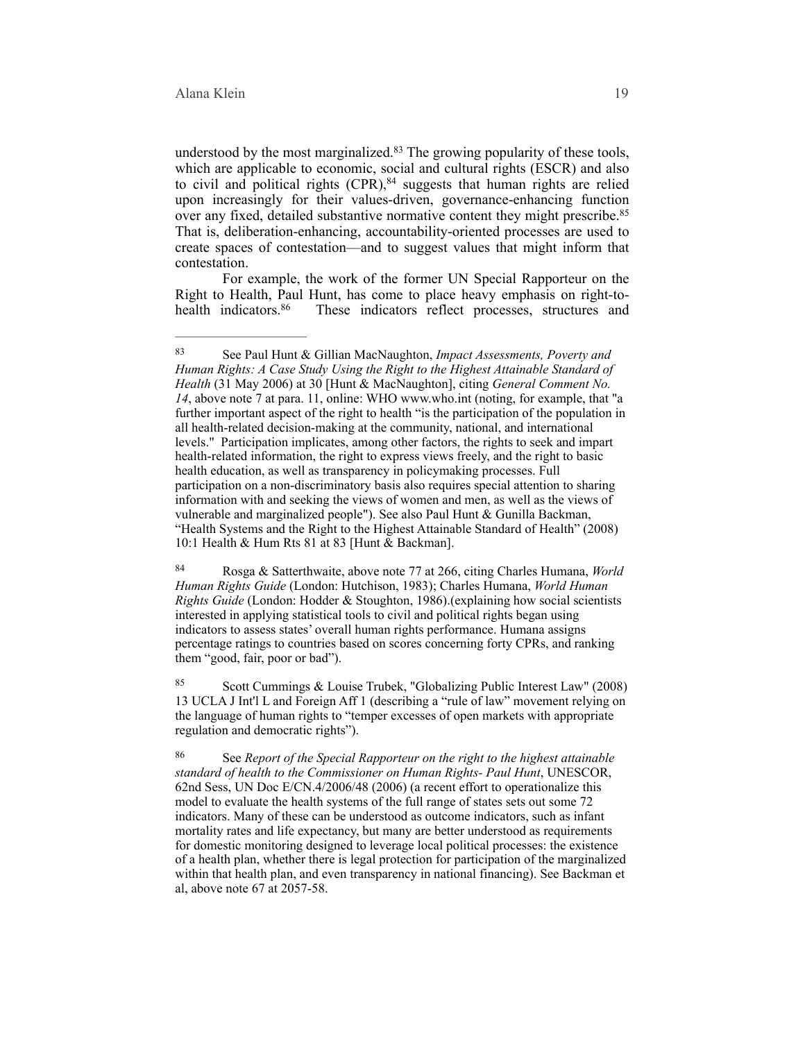understood by the most marginalized.[83] The growing popularity of these tools, which are applicable to economic, social and cultural rights (ESCR) and also to civil and political rights (CPR),[84] suggests that human rights are relied upon increasingly for their values-driven, governance-enhancing function over any fixed, detailed substantive normative content they might prescribe.[85] That is, deliberation-enhancing, accountability-oriented processes are used to create spaces of contestation—and to suggest values that might inform that contestation.

For example, the work of the former UN Special Rapporteur on the Right to Health, Paul Hunt, has come to place heavy emphasis on right-to-health indicators.[86] These indicators reflect processes, structures and

---

[83] See Paul Hunt & Gillian MacNaughton, *Impact Assessments, Poverty and Human Rights: A Case Study Using the Right to the Highest Attainable Standard of Health* (31 May 2006) at 30 [Hunt & MacNaughton], citing *General Comment No. 14*, above note 7 at para. 11, online: WHO www.who.int (noting, for example, that "a further important aspect of the right to health "is the participation of the population in all health-related decision-making at the community, national, and international levels." Participation implicates, among other factors, the rights to seek and impart health-related information, the right to express views freely, and the right to basic health education, as well as transparency in policymaking processes. Full participation on a non-discriminatory basis also requires special attention to sharing information with and seeking the views of women and men, as well as the views of vulnerable and marginalized people"). See also Paul Hunt & Gunilla Backman, "Health Systems and the Right to the Highest Attainable Standard of Health" (2008) 10:1 Health & Hum Rts 81 at 83 [Hunt & Backman].

[84] Rosga & Satterthwaite, above note 77 at 266, citing Charles Humana, *World Human Rights Guide* (London: Hutchison, 1983); Charles Humana, *World Human Rights Guide* (London: Hodder & Stoughton, 1986).(explaining how social scientists interested in applying statistical tools to civil and political rights began using indicators to assess states' overall human rights performance. Humana assigns percentage ratings to countries based on scores concerning forty CPRs, and ranking them "good, fair, poor or bad").

[85] Scott Cummings & Louise Trubek, "Globalizing Public Interest Law" (2008) 13 UCLA J Int'l L and Foreign Aff 1 (describing a "rule of law" movement relying on the language of human rights to "temper excesses of open markets with appropriate regulation and democratic rights").

[86] See *Report of the Special Rapporteur on the right to the highest attainable standard of health to the Commissioner on Human Rights- Paul Hunt*, UNESCOR, 62nd Sess, UN Doc E/CN.4/2006/48 (2006) (a recent effort to operationalize this model to evaluate the health systems of the full range of states sets out some 72 indicators. Many of these can be understood as outcome indicators, such as infant mortality rates and life expectancy, but many are better understood as requirements for domestic monitoring designed to leverage local political processes: the existence of a health plan, whether there is legal protection for participation of the marginalized within that health plan, and even transparency in national financing). See Backman et al, above note 67 at 2057-58.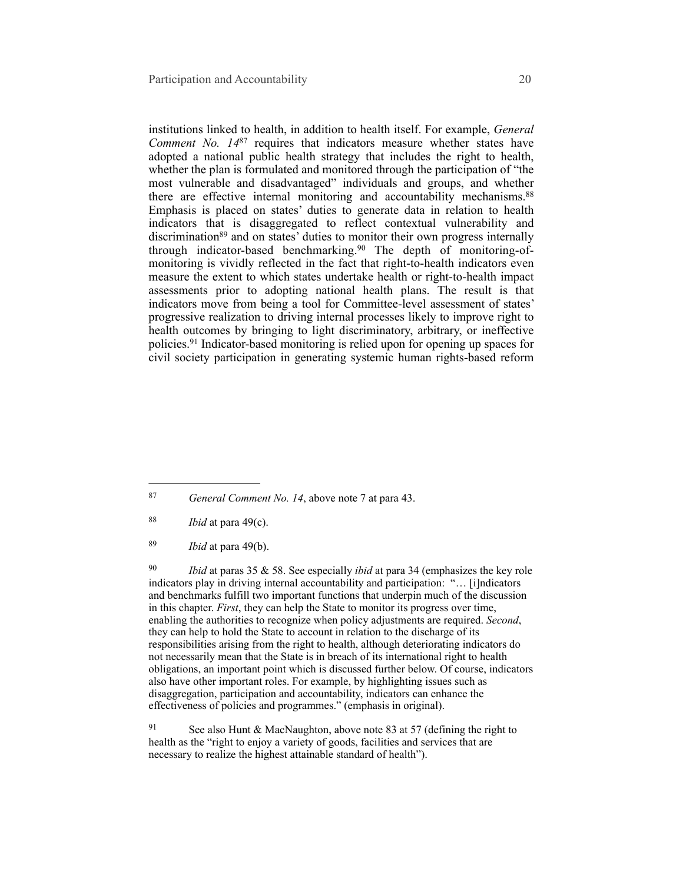institutions linked to health, in addition to health itself. For example, *General Comment No. 14*[87] requires that indicators measure whether states have adopted a national public health strategy that includes the right to health, whether the plan is formulated and monitored through the participation of "the most vulnerable and disadvantaged" individuals and groups, and whether there are effective internal monitoring and accountability mechanisms.[88] Emphasis is placed on states' duties to generate data in relation to health indicators that is disaggregated to reflect contextual vulnerability and discrimination[89] and on states' duties to monitor their own progress internally through indicator-based benchmarking.[90] The depth of monitoring-of-monitoring is vividly reflected in the fact that right-to-health indicators even measure the extent to which states undertake health or right-to-health impact assessments prior to adopting national health plans. The result is that indicators move from being a tool for Committee-level assessment of states' progressive realization to driving internal processes likely to improve right to health outcomes by bringing to light discriminatory, arbitrary, or ineffective policies.[91] Indicator-based monitoring is relied upon for opening up spaces for civil society participation in generating systemic human rights-based reform

---

[87] *General Comment No. 14*, above note 7 at para 43.

[88] *Ibid* at para 49(c).

[89] *Ibid* at para 49(b).

[90] *Ibid* at paras 35 & 58. See especially *ibid* at para 34 (emphasizes the key role indicators play in driving internal accountability and participation: "… [i]ndicators and benchmarks fulfill two important functions that underpin much of the discussion in this chapter. *First*, they can help the State to monitor its progress over time, enabling the authorities to recognize when policy adjustments are required. *Second*, they can help to hold the State to account in relation to the discharge of its responsibilities arising from the right to health, although deteriorating indicators do not necessarily mean that the State is in breach of its international right to health obligations, an important point which is discussed further below. Of course, indicators also have other important roles. For example, by highlighting issues such as disaggregation, participation and accountability, indicators can enhance the effectiveness of policies and programmes." (emphasis in original).

[91] See also Hunt & MacNaughton, above note 83 at 57 (defining the right to health as the "right to enjoy a variety of goods, facilities and services that are necessary to realize the highest attainable standard of health").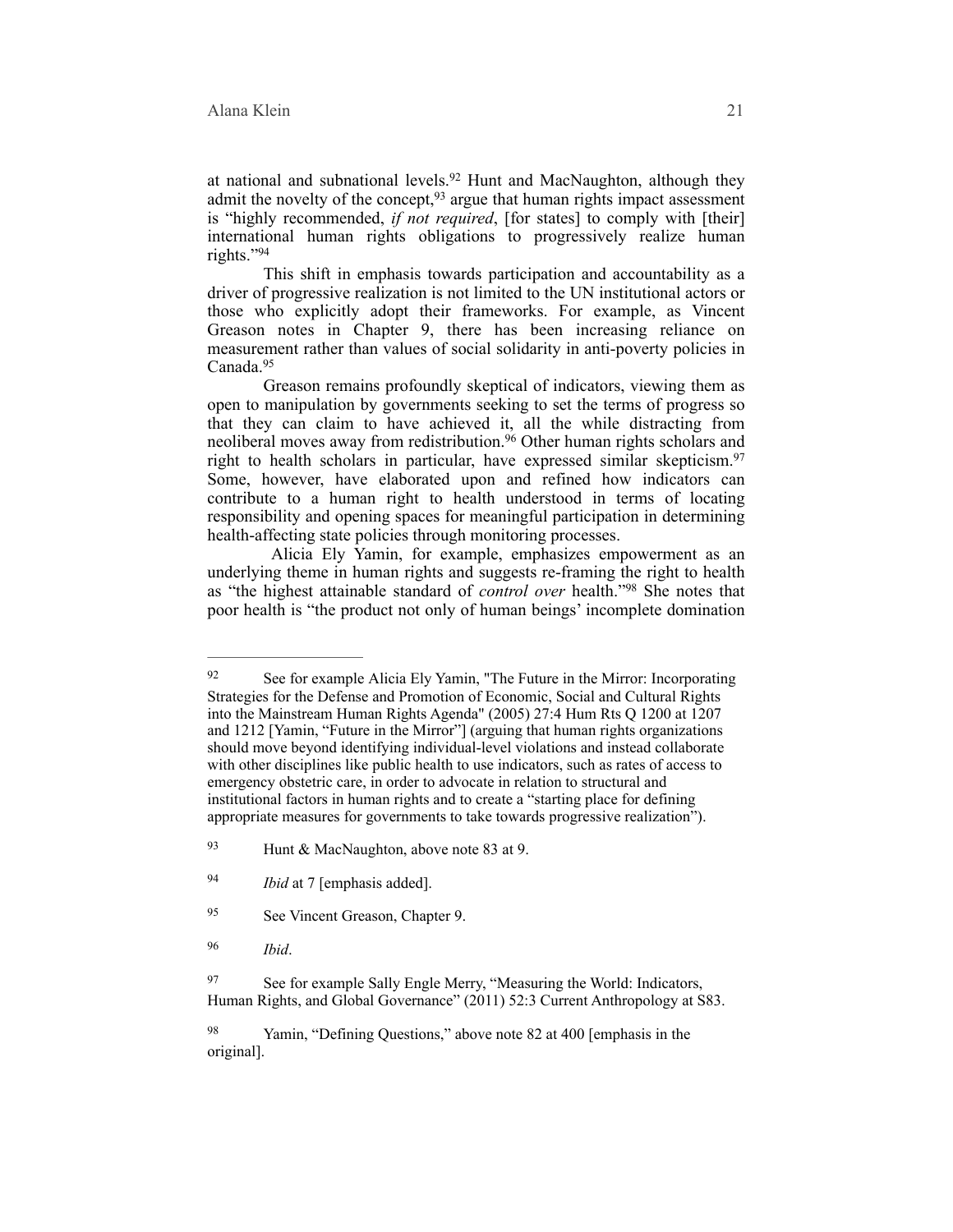at national and subnational levels.[92] Hunt and MacNaughton, although they admit the novelty of the concept,[93] argue that human rights impact assessment is "highly recommended, *if not required*, [for states] to comply with [their] international human rights obligations to progressively realize human rights."[94]

This shift in emphasis towards participation and accountability as a driver of progressive realization is not limited to the UN institutional actors or those who explicitly adopt their frameworks. For example, as Vincent Greason notes in Chapter 9, there has been increasing reliance on measurement rather than values of social solidarity in anti-poverty policies in Canada.[95]

Greason remains profoundly skeptical of indicators, viewing them as open to manipulation by governments seeking to set the terms of progress so that they can claim to have achieved it, all the while distracting from neoliberal moves away from redistribution.[96] Other human rights scholars and right to health scholars in particular, have expressed similar skepticism.[97] Some, however, have elaborated upon and refined how indicators can contribute to a human right to health understood in terms of locating responsibility and opening spaces for meaningful participation in determining health-affecting state policies through monitoring processes.

Alicia Ely Yamin, for example, emphasizes empowerment as an underlying theme in human rights and suggests re-framing the right to health as "the highest attainable standard of *control over* health."[98] She notes that poor health is "the product not only of human beings' incomplete domination

---

[92] See for example Alicia Ely Yamin, "The Future in the Mirror: Incorporating Strategies for the Defense and Promotion of Economic, Social and Cultural Rights into the Mainstream Human Rights Agenda" (2005) 27:4 Hum Rts Q 1200 at 1207 and 1212 [Yamin, "Future in the Mirror"] (arguing that human rights organizations should move beyond identifying individual-level violations and instead collaborate with other disciplines like public health to use indicators, such as rates of access to emergency obstetric care, in order to advocate in relation to structural and institutional factors in human rights and to create a "starting place for defining appropriate measures for governments to take towards progressive realization").

[93] Hunt & MacNaughton, above note 83 at 9.

[94] *Ibid* at 7 [emphasis added].

[95] See Vincent Greason, Chapter 9.

[96] *Ibid*.

[97] See for example Sally Engle Merry, "Measuring the World: Indicators, Human Rights, and Global Governance" (2011) 52:3 Current Anthropology at S83.

[98] Yamin, "Defining Questions," above note 82 at 400 [emphasis in the original].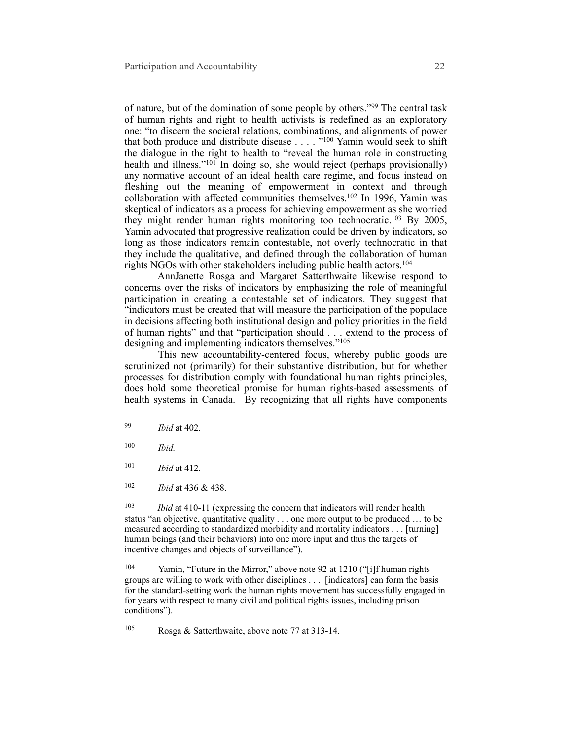of nature, but of the domination of some people by others."[99] The central task of human rights and right to health activists is redefined as an exploratory one: "to discern the societal relations, combinations, and alignments of power that both produce and distribute disease . . . . "[100] Yamin would seek to shift the dialogue in the right to health to "reveal the human role in constructing health and illness."[101] In doing so, she would reject (perhaps provisionally) any normative account of an ideal health care regime, and focus instead on fleshing out the meaning of empowerment in context and through collaboration with affected communities themselves.[102] In 1996, Yamin was skeptical of indicators as a process for achieving empowerment as she worried they might render human rights monitoring too technocratic.[103] By 2005, Yamin advocated that progressive realization could be driven by indicators, so long as those indicators remain contestable, not overly technocratic in that they include the qualitative, and defined through the collaboration of human rights NGOs with other stakeholders including public health actors.[104]

AnnJanette Rosga and Margaret Satterthwaite likewise respond to concerns over the risks of indicators by emphasizing the role of meaningful participation in creating a contestable set of indicators. They suggest that "indicators must be created that will measure the participation of the populace in decisions affecting both institutional design and policy priorities in the field of human rights" and that "participation should . . . extend to the process of designing and implementing indicators themselves."[105]

This new accountability-centered focus, whereby public goods are scrutinized not (primarily) for their substantive distribution, but for whether processes for distribution comply with foundational human rights principles, does hold some theoretical promise for human rights-based assessments of health systems in Canada. By recognizing that all rights have components

---

[99] *Ibid* at 402.

[100] *Ibid.*

[101] *Ibid* at 412.

[102] *Ibid* at 436 & 438.

[103] *Ibid* at 410-11 (expressing the concern that indicators will render health status "an objective, quantitative quality . . . one more output to be produced … to be measured according to standardized morbidity and mortality indicators . . . [turning] human beings (and their behaviors) into one more input and thus the targets of incentive changes and objects of surveillance").

[104] Yamin, "Future in the Mirror," above note 92 at 1210 ("[i]f human rights groups are willing to work with other disciplines . . . [indicators] can form the basis for the standard-setting work the human rights movement has successfully engaged in for years with respect to many civil and political rights issues, including prison conditions").

[105] Rosga & Satterthwaite, above note 77 at 313-14.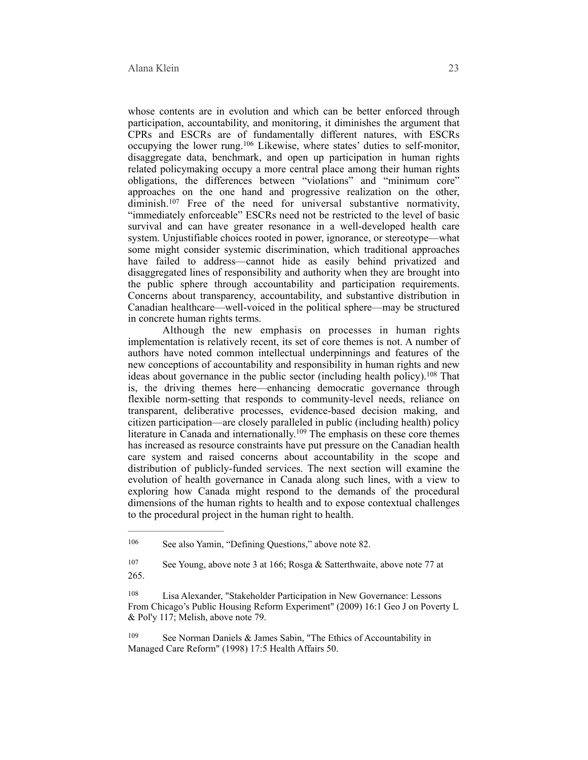whose contents are in evolution and which can be better enforced through participation, accountability, and monitoring, it diminishes the argument that CPRs and ESCRs are of fundamentally different natures, with ESCRs occupying the lower rung.[106] Likewise, where states' duties to self-monitor, disaggregate data, benchmark, and open up participation in human rights related policymaking occupy a more central place among their human rights obligations, the differences between "violations" and "minimum core" approaches on the one hand and progressive realization on the other, diminish.[107] Free of the need for universal substantive normativity, "immediately enforceable" ESCRs need not be restricted to the level of basic survival and can have greater resonance in a well-developed health care system. Unjustifiable choices rooted in power, ignorance, or stereotype—what some might consider systemic discrimination, which traditional approaches have failed to address—cannot hide as easily behind privatized and disaggregated lines of responsibility and authority when they are brought into the public sphere through accountability and participation requirements. Concerns about transparency, accountability, and substantive distribution in Canadian healthcare—well-voiced in the political sphere—may be structured in concrete human rights terms.

Although the new emphasis on processes in human rights implementation is relatively recent, its set of core themes is not. A number of authors have noted common intellectual underpinnings and features of the new conceptions of accountability and responsibility in human rights and new ideas about governance in the public sector (including health policy).[108] That is, the driving themes here—enhancing democratic governance through flexible norm-setting that responds to community-level needs, reliance on transparent, deliberative processes, evidence-based decision making, and citizen participation—are closely paralleled in public (including health) policy literature in Canada and internationally.[109] The emphasis on these core themes has increased as resource constraints have put pressure on the Canadian health care system and raised concerns about accountability in the scope and distribution of publicly-funded services. The next section will examine the evolution of health governance in Canada along such lines, with a view to exploring how Canada might respond to the demands of the procedural dimensions of the human rights to health and to expose contextual challenges to the procedural project in the human right to health.

---

[106] See also Yamin, "Defining Questions," above note 82.

[107] See Young, above note 3 at 166; Rosga & Satterthwaite, above note 77 at 265.

[108] Lisa Alexander, "Stakeholder Participation in New Governance: Lessons From Chicago's Public Housing Reform Experiment" (2009) 16:1 Geo J on Poverty L & Pol'y 117; Melish, above note 79.

[109] See Norman Daniels & James Sabin, "The Ethics of Accountability in Managed Care Reform" (1998) 17:5 Health Affairs 50.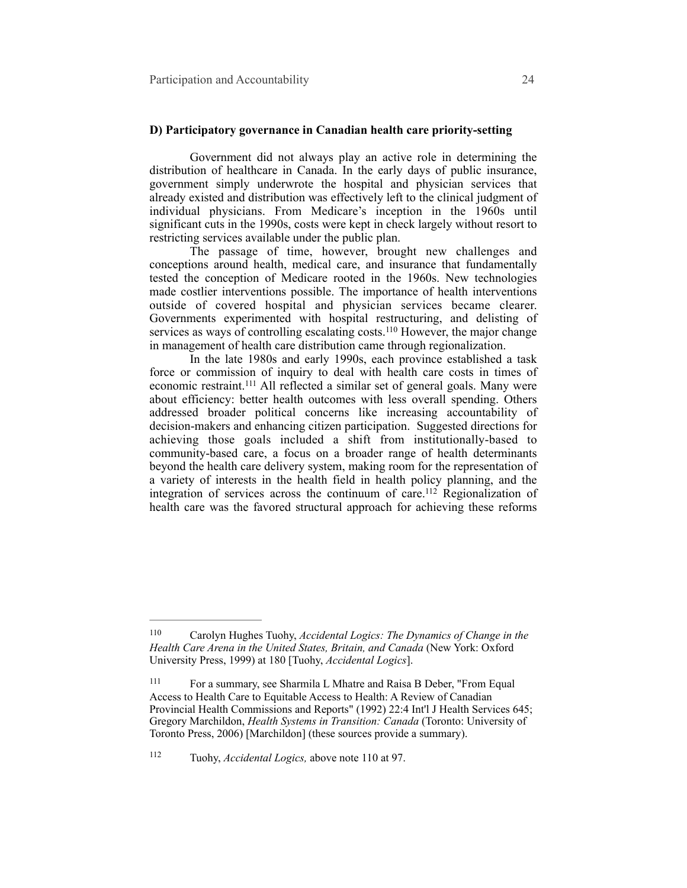### D) Participatory governance in Canadian health care priority-setting

Government did not always play an active role in determining the distribution of healthcare in Canada. In the early days of public insurance, government simply underwrote the hospital and physician services that already existed and distribution was effectively left to the clinical judgment of individual physicians. From Medicare's inception in the 1960s until significant cuts in the 1990s, costs were kept in check largely without resort to restricting services available under the public plan.

The passage of time, however, brought new challenges and conceptions around health, medical care, and insurance that fundamentally tested the conception of Medicare rooted in the 1960s. New technologies made costlier interventions possible. The importance of health interventions outside of covered hospital and physician services became clearer. Governments experimented with hospital restructuring, and delisting of services as ways of controlling escalating costs.[110] However, the major change in management of health care distribution came through regionalization.

In the late 1980s and early 1990s, each province established a task force or commission of inquiry to deal with health care costs in times of economic restraint.[111] All reflected a similar set of general goals. Many were about efficiency: better health outcomes with less overall spending. Others addressed broader political concerns like increasing accountability of decision-makers and enhancing citizen participation. Suggested directions for achieving those goals included a shift from institutionally-based to community-based care, a focus on a broader range of health determinants beyond the health care delivery system, making room for the representation of a variety of interests in the health field in health policy planning, and the integration of services across the continuum of care.[112] Regionalization of health care was the favored structural approach for achieving these reforms

---

[110] Carolyn Hughes Tuohy, *Accidental Logics: The Dynamics of Change in the Health Care Arena in the United States, Britain, and Canada* (New York: Oxford University Press, 1999) at 180 [Tuohy, *Accidental Logics*].

[111] For a summary, see Sharmila L Mhatre and Raisa B Deber, "From Equal Access to Health Care to Equitable Access to Health: A Review of Canadian Provincial Health Commissions and Reports" (1992) 22:4 Int'l J Health Services 645; Gregory Marchildon, *Health Systems in Transition: Canada* (Toronto: University of Toronto Press, 2006) [Marchildon] (these sources provide a summary).

[112] Tuohy, *Accidental Logics,* above note 110 at 97.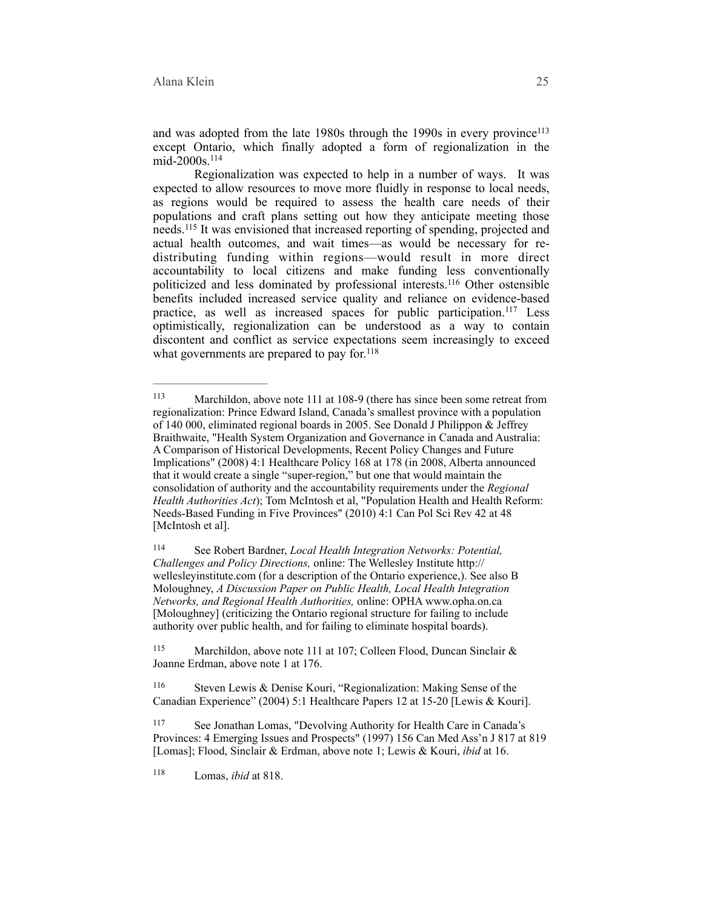and was adopted from the late 1980s through the 1990s in every province[113] except Ontario, which finally adopted a form of regionalization in the mid-2000s.[114]

Regionalization was expected to help in a number of ways. It was expected to allow resources to move more fluidly in response to local needs, as regions would be required to assess the health care needs of their populations and craft plans setting out how they anticipate meeting those needs.[115] It was envisioned that increased reporting of spending, projected and actual health outcomes, and wait times—as would be necessary for re-distributing funding within regions—would result in more direct accountability to local citizens and make funding less conventionally politicized and less dominated by professional interests.[116] Other ostensible benefits included increased service quality and reliance on evidence-based practice, as well as increased spaces for public participation.[117] Less optimistically, regionalization can be understood as a way to contain discontent and conflict as service expectations seem increasingly to exceed what governments are prepared to pay for.[118]

---

[113] Marchildon, above note 111 at 108-9 (there has since been some retreat from regionalization: Prince Edward Island, Canada's smallest province with a population of 140 000, eliminated regional boards in 2005. See Donald J Philippon & Jeffrey Braithwaite, "Health System Organization and Governance in Canada and Australia: A Comparison of Historical Developments, Recent Policy Changes and Future Implications" (2008) 4:1 Healthcare Policy 168 at 178 (in 2008, Alberta announced that it would create a single "super-region," but one that would maintain the consolidation of authority and the accountability requirements under the *Regional Health Authorities Act*); Tom McIntosh et al, "Population Health and Health Reform: Needs-Based Funding in Five Provinces" (2010) 4:1 Can Pol Sci Rev 42 at 48 [McIntosh et al].

[114] See Robert Bardner, *Local Health Integration Networks: Potential, Challenges and Policy Directions,* online: The Wellesley Institute http://wellesleyinstitute.com (for a description of the Ontario experience,). See also B Moloughney, *A Discussion Paper on Public Health, Local Health Integration Networks, and Regional Health Authorities,* online: OPHA www.opha.on.ca [Moloughney] (criticizing the Ontario regional structure for failing to include authority over public health, and for failing to eliminate hospital boards).

[115] Marchildon, above note 111 at 107; Colleen Flood, Duncan Sinclair & Joanne Erdman, above note 1 at 176.

[116] Steven Lewis & Denise Kouri, "Regionalization: Making Sense of the Canadian Experience" (2004) 5:1 Healthcare Papers 12 at 15-20 [Lewis & Kouri].

[117] See Jonathan Lomas, "Devolving Authority for Health Care in Canada's Provinces: 4 Emerging Issues and Prospects" (1997) 156 Can Med Ass'n J 817 at 819 [Lomas]; Flood, Sinclair & Erdman, above note 1; Lewis & Kouri, *ibid* at 16.

[118] Lomas, *ibid* at 818.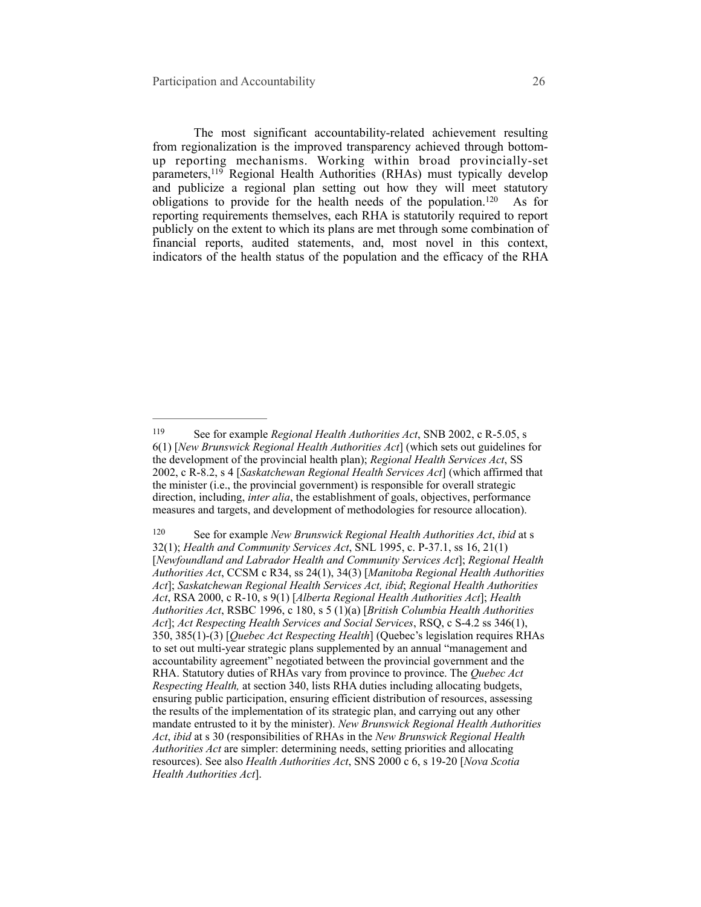The most significant accountability-related achievement resulting from regionalization is the improved transparency achieved through bottom-up reporting mechanisms. Working within broad provincially-set parameters,[119] Regional Health Authorities (RHAs) must typically develop and publicize a regional plan setting out how they will meet statutory obligations to provide for the health needs of the population.[120] As for reporting requirements themselves, each RHA is statutorily required to report publicly on the extent to which its plans are met through some combination of financial reports, audited statements, and, most novel in this context, indicators of the health status of the population and the efficacy of the RHA

---

[119] See for example *Regional Health Authorities Act*, SNB 2002, c R-5.05, s 6(1) [*New Brunswick Regional Health Authorities Act*] (which sets out guidelines for the development of the provincial health plan); *Regional Health Services Act*, SS 2002, c R-8.2, s 4 [*Saskatchewan Regional Health Services Act*] (which affirmed that the minister (i.e., the provincial government) is responsible for overall strategic direction, including, *inter alia*, the establishment of goals, objectives, performance measures and targets, and development of methodologies for resource allocation).

[120] See for example *New Brunswick Regional Health Authorities Act*, *ibid* at s 32(1); *Health and Community Services Act*, SNL 1995, c. P-37.1, ss 16, 21(1) [*Newfoundland and Labrador Health and Community Services Act*]; *Regional Health Authorities Act*, CCSM c R34, ss 24(1), 34(3) [*Manitoba Regional Health Authorities Act*]; *Saskatchewan Regional Health Services Act, ibid*; *Regional Health Authorities Act*, RSA 2000, c R-10, s 9(1) [*Alberta Regional Health Authorities Act*]; *Health Authorities Act*, RSBC 1996, c 180, s 5 (1)(a) [*British Columbia Health Authorities Act*]; *Act Respecting Health Services and Social Services*, RSQ, c S-4.2 ss 346(1), 350, 385(1)-(3) [*Quebec Act Respecting Health*] (Quebec's legislation requires RHAs to set out multi-year strategic plans supplemented by an annual "management and accountability agreement" negotiated between the provincial government and the RHA. Statutory duties of RHAs vary from province to province. The *Quebec Act Respecting Health,* at section 340, lists RHA duties including allocating budgets, ensuring public participation, ensuring efficient distribution of resources, assessing the results of the implementation of its strategic plan, and carrying out any other mandate entrusted to it by the minister). *New Brunswick Regional Health Authorities Act*, *ibid* at s 30 (responsibilities of RHAs in the *New Brunswick Regional Health Authorities Act* are simpler: determining needs, setting priorities and allocating resources). See also *Health Authorities Act*, SNS 2000 c 6, s 19-20 [*Nova Scotia Health Authorities Act*].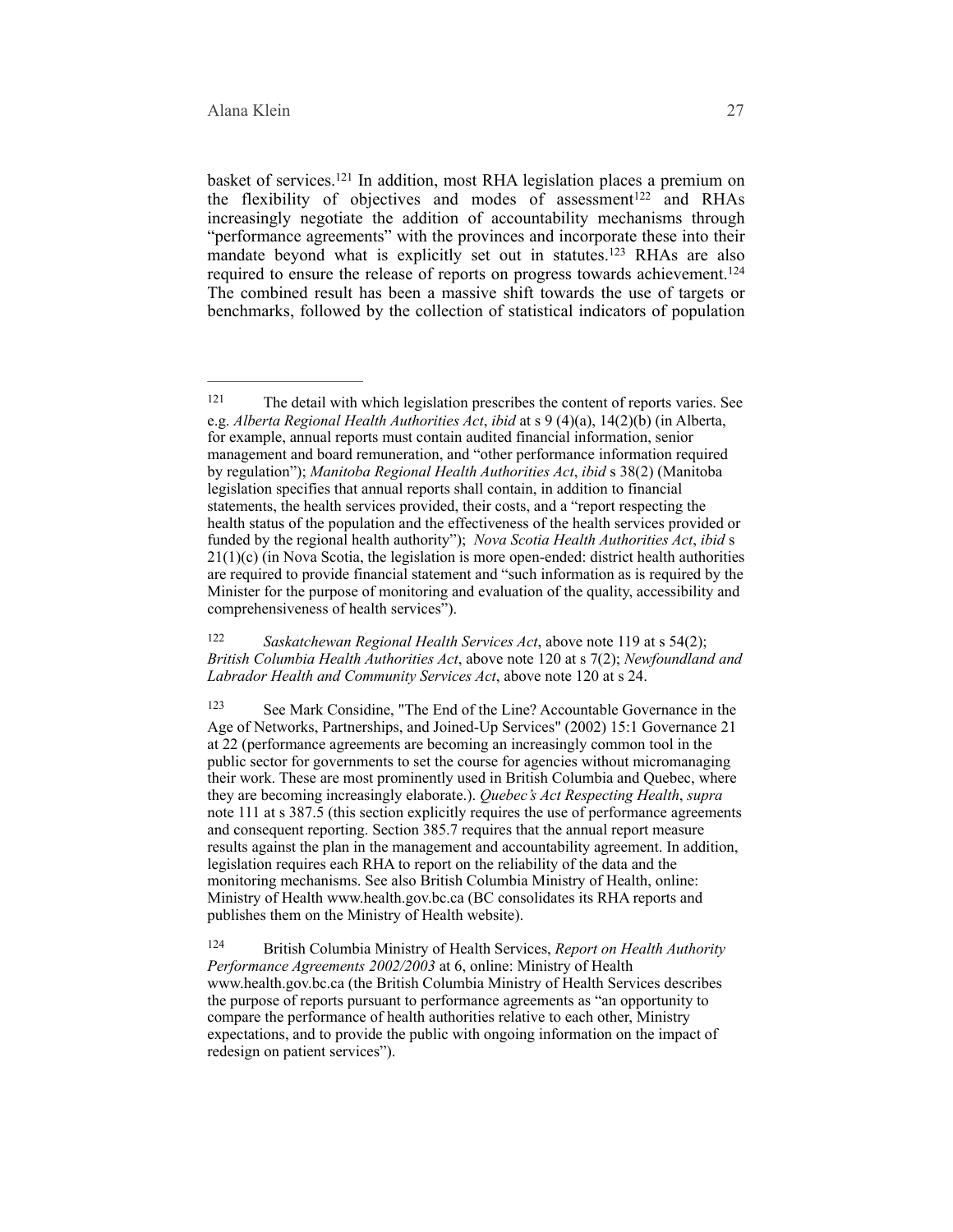basket of services.[121] In addition, most RHA legislation places a premium on the flexibility of objectives and modes of assessment[122] and RHAs increasingly negotiate the addition of accountability mechanisms through "performance agreements" with the provinces and incorporate these into their mandate beyond what is explicitly set out in statutes.[123] RHAs are also required to ensure the release of reports on progress towards achievement.[124] The combined result has been a massive shift towards the use of targets or benchmarks, followed by the collection of statistical indicators of population

---

[121] The detail with which legislation prescribes the content of reports varies. See e.g. *Alberta Regional Health Authorities Act*, *ibid* at s 9 (4)(a), 14(2)(b) (in Alberta, for example, annual reports must contain audited financial information, senior management and board remuneration, and "other performance information required by regulation"); *Manitoba Regional Health Authorities Act*, *ibid* s 38(2) (Manitoba legislation specifies that annual reports shall contain, in addition to financial statements, the health services provided, their costs, and a "report respecting the health status of the population and the effectiveness of the health services provided or funded by the regional health authority"); *Nova Scotia Health Authorities Act*, *ibid* s 21(1)(c) (in Nova Scotia, the legislation is more open-ended: district health authorities are required to provide financial statement and "such information as is required by the Minister for the purpose of monitoring and evaluation of the quality, accessibility and comprehensiveness of health services").

[122] *Saskatchewan Regional Health Services Act*, above note 119 at s 54(2); *British Columbia Health Authorities Act*, above note 120 at s 7(2); *Newfoundland and Labrador Health and Community Services Act*, above note 120 at s 24.

[123] See Mark Considine, "The End of the Line? Accountable Governance in the Age of Networks, Partnerships, and Joined-Up Services" (2002) 15:1 Governance 21 at 22 (performance agreements are becoming an increasingly common tool in the public sector for governments to set the course for agencies without micromanaging their work. These are most prominently used in British Columbia and Quebec, where they are becoming increasingly elaborate.). *Quebec's Act Respecting Health*, *supra* note 111 at s 387.5 (this section explicitly requires the use of performance agreements and consequent reporting. Section 385.7 requires that the annual report measure results against the plan in the management and accountability agreement. In addition, legislation requires each RHA to report on the reliability of the data and the monitoring mechanisms. See also British Columbia Ministry of Health, online: Ministry of Health www.health.gov.bc.ca (BC consolidates its RHA reports and publishes them on the Ministry of Health website).

[124] British Columbia Ministry of Health Services, *Report on Health Authority Performance Agreements 2002/2003* at 6, online: Ministry of Health www.health.gov.bc.ca (the British Columbia Ministry of Health Services describes the purpose of reports pursuant to performance agreements as "an opportunity to compare the performance of health authorities relative to each other, Ministry expectations, and to provide the public with ongoing information on the impact of redesign on patient services").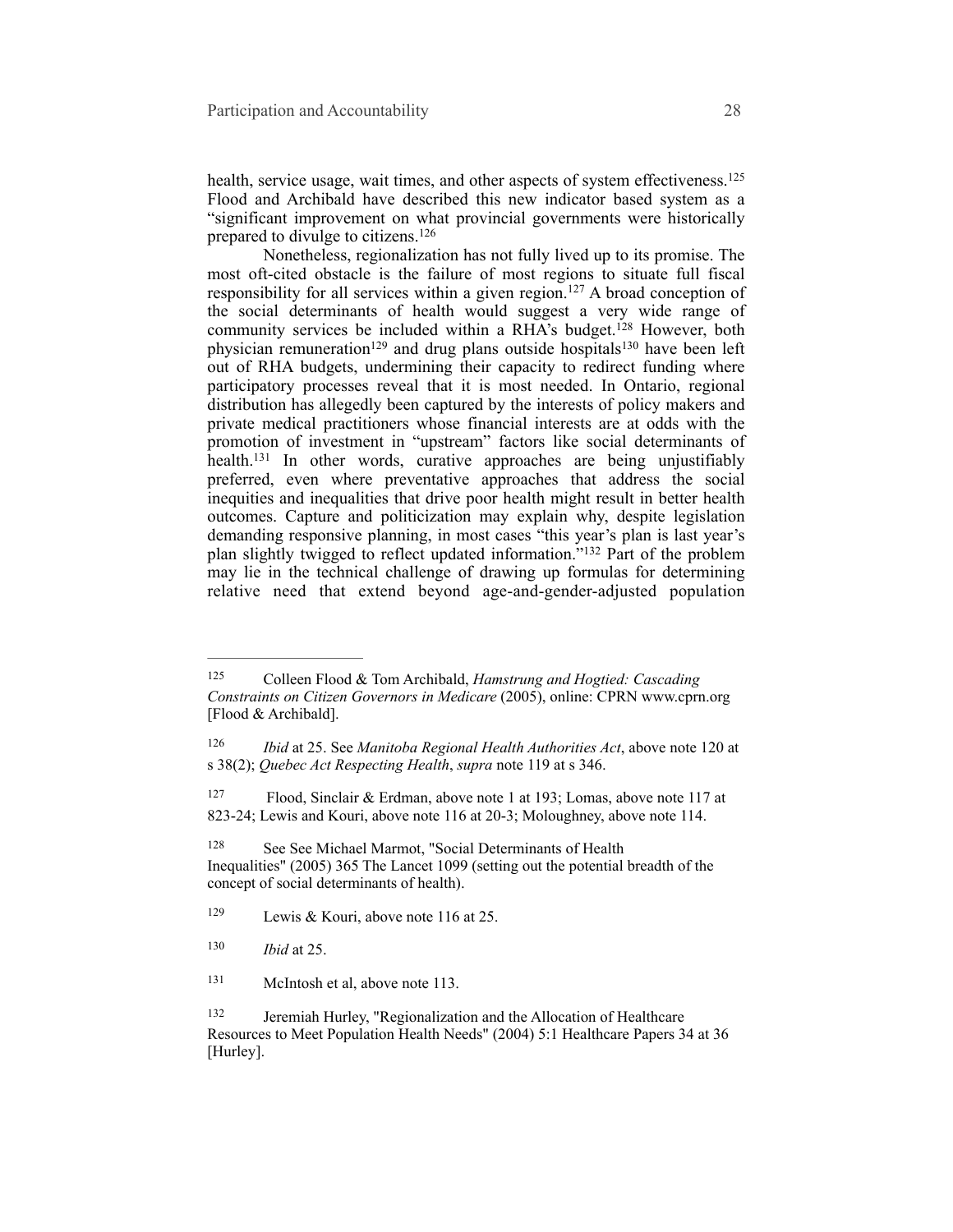health, service usage, wait times, and other aspects of system effectiveness.[125] Flood and Archibald have described this new indicator based system as a "significant improvement on what provincial governments were historically prepared to divulge to citizens.[126]

Nonetheless, regionalization has not fully lived up to its promise. The most oft-cited obstacle is the failure of most regions to situate full fiscal responsibility for all services within a given region.[127] A broad conception of the social determinants of health would suggest a very wide range of community services be included within a RHA's budget.[128] However, both physician remuneration[129] and drug plans outside hospitals[130] have been left out of RHA budgets, undermining their capacity to redirect funding where participatory processes reveal that it is most needed. In Ontario, regional distribution has allegedly been captured by the interests of policy makers and private medical practitioners whose financial interests are at odds with the promotion of investment in "upstream" factors like social determinants of health.[131] In other words, curative approaches are being unjustifiably preferred, even where preventative approaches that address the social inequities and inequalities that drive poor health might result in better health outcomes. Capture and politicization may explain why, despite legislation demanding responsive planning, in most cases "this year's plan is last year's plan slightly twigged to reflect updated information."[132] Part of the problem may lie in the technical challenge of drawing up formulas for determining relative need that extend beyond age-and-gender-adjusted population

---

[125] Colleen Flood & Tom Archibald, *Hamstrung and Hogtied: Cascading Constraints on Citizen Governors in Medicare* (2005), online: CPRN www.cprn.org [Flood & Archibald].

[126] *Ibid* at 25. See *Manitoba Regional Health Authorities Act*, above note 120 at s 38(2); *Quebec Act Respecting Health*, *supra* note 119 at s 346.

[127] Flood, Sinclair & Erdman, above note 1 at 193; Lomas, above note 117 at 823-24; Lewis and Kouri, above note 116 at 20-3; Moloughney, above note 114.

[128] See See Michael Marmot, "Social Determinants of Health Inequalities" (2005) 365 The Lancet 1099 (setting out the potential breadth of the concept of social determinants of health).

[129] Lewis & Kouri, above note 116 at 25.

[130] *Ibid* at 25.

[131] McIntosh et al, above note 113.

[132] Jeremiah Hurley, "Regionalization and the Allocation of Healthcare Resources to Meet Population Health Needs" (2004) 5:1 Healthcare Papers 34 at 36 [Hurley].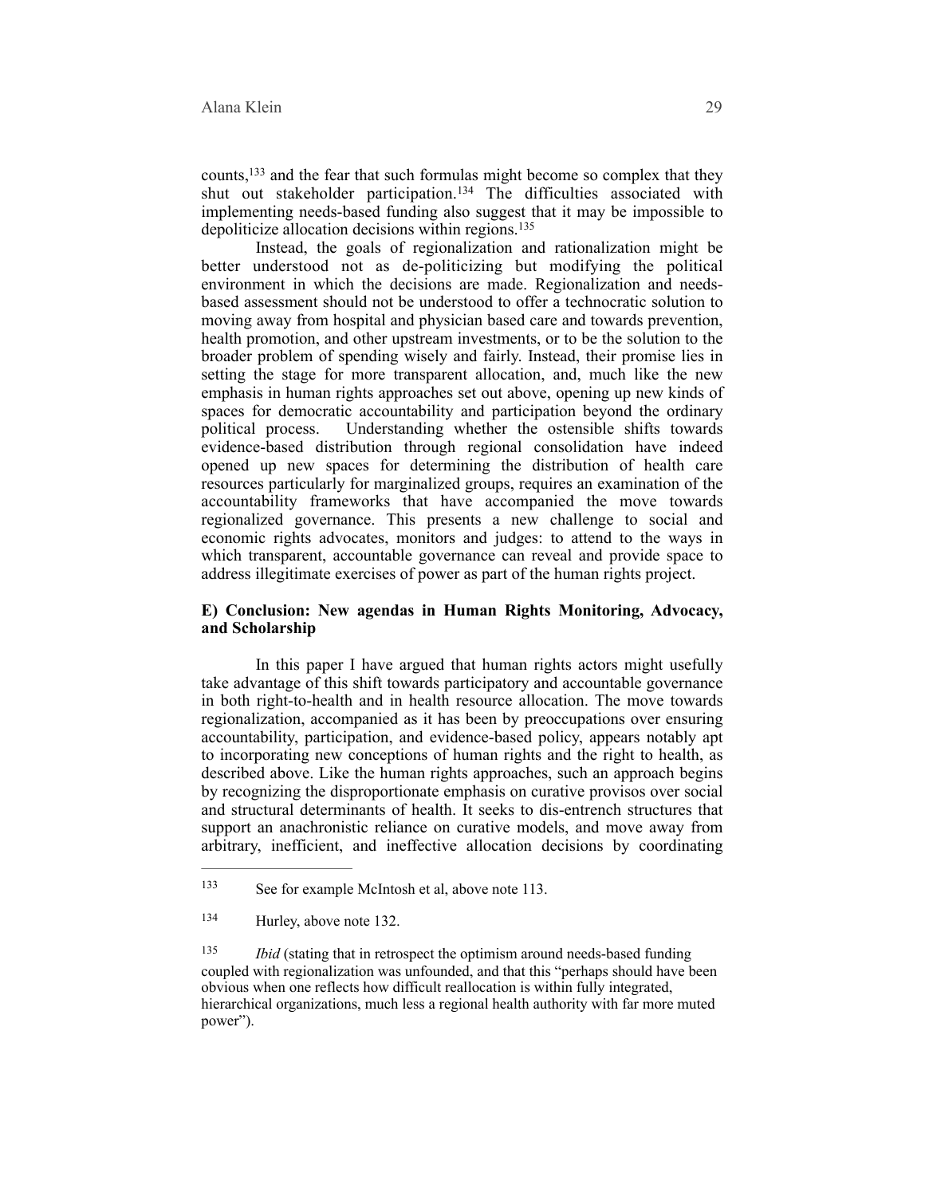counts,[133] and the fear that such formulas might become so complex that they shut out stakeholder participation.[134] The difficulties associated with implementing needs-based funding also suggest that it may be impossible to depoliticize allocation decisions within regions.[135]

Instead, the goals of regionalization and rationalization might be better understood not as de-politicizing but modifying the political environment in which the decisions are made. Regionalization and needs-based assessment should not be understood to offer a technocratic solution to moving away from hospital and physician based care and towards prevention, health promotion, and other upstream investments, or to be the solution to the broader problem of spending wisely and fairly. Instead, their promise lies in setting the stage for more transparent allocation, and, much like the new emphasis in human rights approaches set out above, opening up new kinds of spaces for democratic accountability and participation beyond the ordinary political process. Understanding whether the ostensible shifts towards evidence-based distribution through regional consolidation have indeed opened up new spaces for determining the distribution of health care resources particularly for marginalized groups, requires an examination of the accountability frameworks that have accompanied the move towards regionalized governance. This presents a new challenge to social and economic rights advocates, monitors and judges: to attend to the ways in which transparent, accountable governance can reveal and provide space to address illegitimate exercises of power as part of the human rights project.

## E) Conclusion: New agendas in Human Rights Monitoring, Advocacy, and Scholarship

In this paper I have argued that human rights actors might usefully take advantage of this shift towards participatory and accountable governance in both right-to-health and in health resource allocation. The move towards regionalization, accompanied as it has been by preoccupations over ensuring accountability, participation, and evidence-based policy, appears notably apt to incorporating new conceptions of human rights and the right to health, as described above. Like the human rights approaches, such an approach begins by recognizing the disproportionate emphasis on curative provisos over social and structural determinants of health. It seeks to dis-entrench structures that support an anachronistic reliance on curative models, and move away from arbitrary, inefficient, and ineffective allocation decisions by coordinating

---

[133] See for example McIntosh et al, above note 113.

[134] Hurley, above note 132.

[135] *Ibid* (stating that in retrospect the optimism around needs-based funding coupled with regionalization was unfounded, and that this "perhaps should have been obvious when one reflects how difficult reallocation is within fully integrated, hierarchical organizations, much less a regional health authority with far more muted power").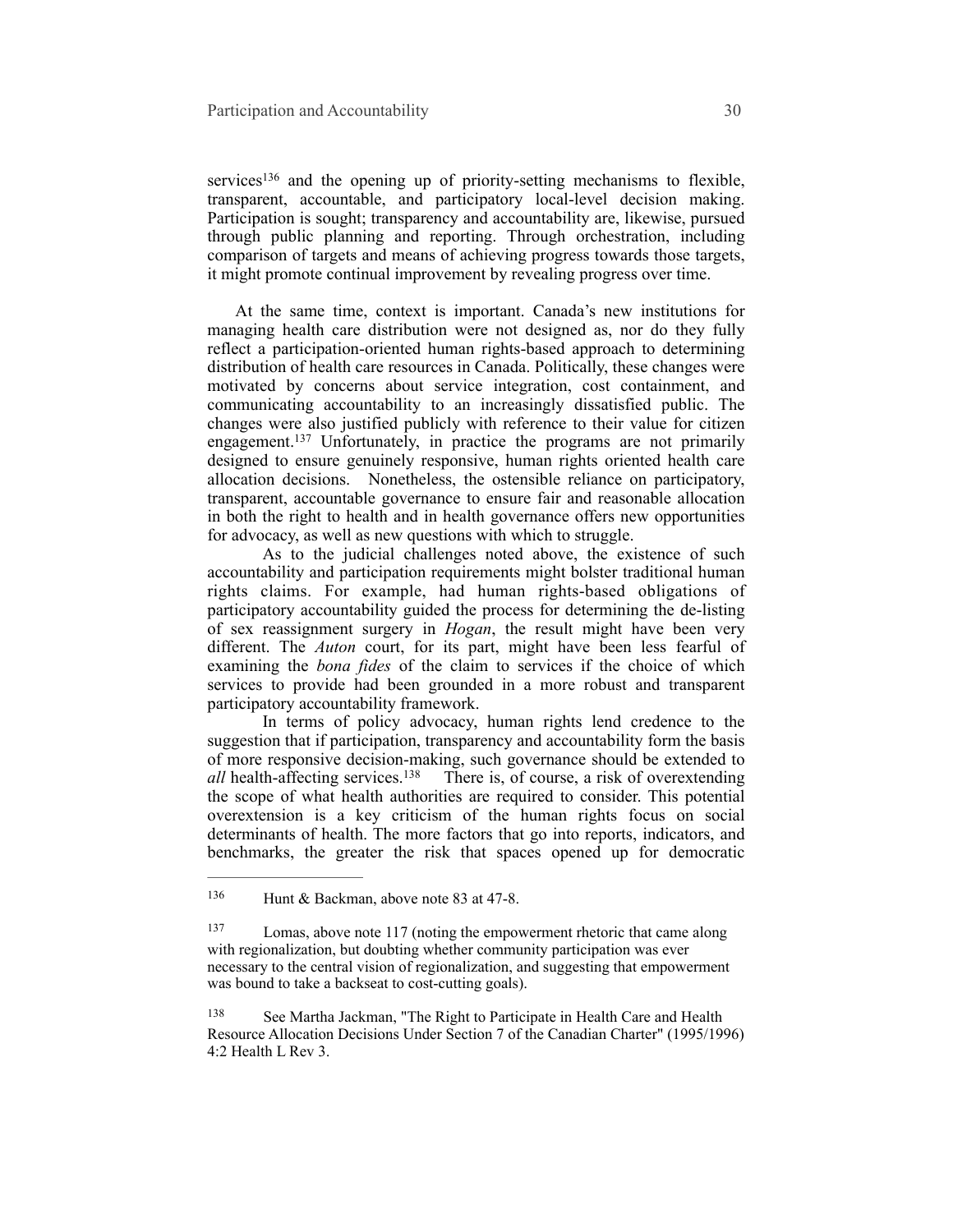services[136] and the opening up of priority-setting mechanisms to flexible, transparent, accountable, and participatory local-level decision making. Participation is sought; transparency and accountability are, likewise, pursued through public planning and reporting. Through orchestration, including comparison of targets and means of achieving progress towards those targets, it might promote continual improvement by revealing progress over time.

At the same time, context is important. Canada's new institutions for managing health care distribution were not designed as, nor do they fully reflect a participation-oriented human rights-based approach to determining distribution of health care resources in Canada. Politically, these changes were motivated by concerns about service integration, cost containment, and communicating accountability to an increasingly dissatisfied public. The changes were also justified publicly with reference to their value for citizen engagement.[137] Unfortunately, in practice the programs are not primarily designed to ensure genuinely responsive, human rights oriented health care allocation decisions. Nonetheless, the ostensible reliance on participatory, transparent, accountable governance to ensure fair and reasonable allocation in both the right to health and in health governance offers new opportunities for advocacy, as well as new questions with which to struggle.

As to the judicial challenges noted above, the existence of such accountability and participation requirements might bolster traditional human rights claims. For example, had human rights-based obligations of participatory accountability guided the process for determining the de-listing of sex reassignment surgery in *Hogan*, the result might have been very different. The *Auton* court, for its part, might have been less fearful of examining the *bona fides* of the claim to services if the choice of which services to provide had been grounded in a more robust and transparent participatory accountability framework.

In terms of policy advocacy, human rights lend credence to the suggestion that if participation, transparency and accountability form the basis of more responsive decision-making, such governance should be extended to *all* health-affecting services.[138] There is, of course, a risk of overextending the scope of what health authorities are required to consider. This potential overextension is a key criticism of the human rights focus on social determinants of health. The more factors that go into reports, indicators, and benchmarks, the greater the risk that spaces opened up for democratic

---

[136] Hunt & Backman, above note 83 at 47-8.

[137] Lomas, above note 117 (noting the empowerment rhetoric that came along with regionalization, but doubting whether community participation was ever necessary to the central vision of regionalization, and suggesting that empowerment was bound to take a backseat to cost-cutting goals).

[138] See Martha Jackman, "The Right to Participate in Health Care and Health Resource Allocation Decisions Under Section 7 of the Canadian Charter" (1995/1996) 4:2 Health L Rev 3.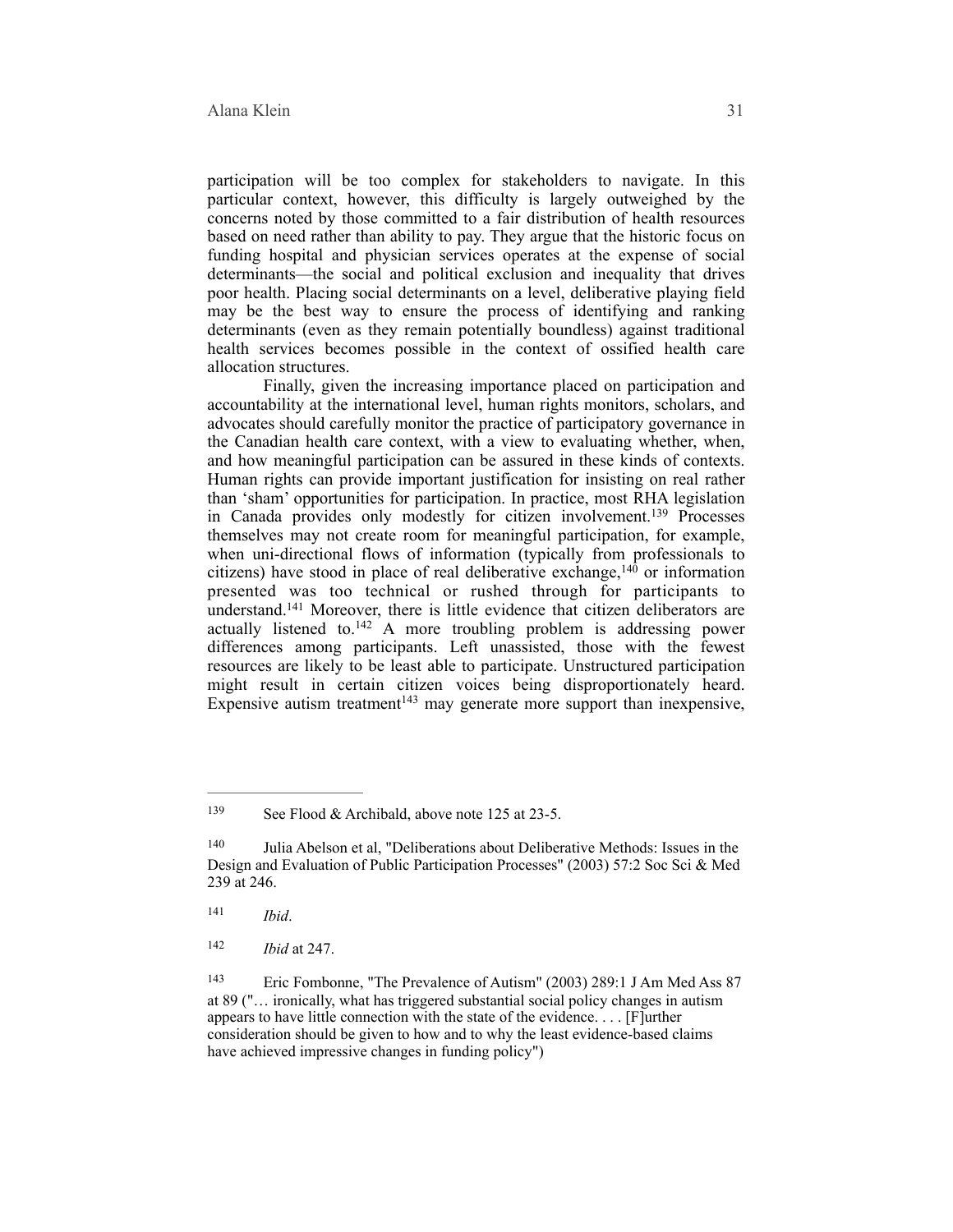participation will be too complex for stakeholders to navigate. In this particular context, however, this difficulty is largely outweighed by the concerns noted by those committed to a fair distribution of health resources based on need rather than ability to pay. They argue that the historic focus on funding hospital and physician services operates at the expense of social determinants—the social and political exclusion and inequality that drives poor health. Placing social determinants on a level, deliberative playing field may be the best way to ensure the process of identifying and ranking determinants (even as they remain potentially boundless) against traditional health services becomes possible in the context of ossified health care allocation structures.

Finally, given the increasing importance placed on participation and accountability at the international level, human rights monitors, scholars, and advocates should carefully monitor the practice of participatory governance in the Canadian health care context, with a view to evaluating whether, when, and how meaningful participation can be assured in these kinds of contexts. Human rights can provide important justification for insisting on real rather than 'sham' opportunities for participation. In practice, most RHA legislation in Canada provides only modestly for citizen involvement.[139] Processes themselves may not create room for meaningful participation, for example, when uni-directional flows of information (typically from professionals to citizens) have stood in place of real deliberative exchange,[140] or information presented was too technical or rushed through for participants to understand.[141] Moreover, there is little evidence that citizen deliberators are actually listened to.[142] A more troubling problem is addressing power differences among participants. Left unassisted, those with the fewest resources are likely to be least able to participate. Unstructured participation might result in certain citizen voices being disproportionately heard. Expensive autism treatment[143] may generate more support than inexpensive,

---

[139] See Flood & Archibald, above note 125 at 23-5.

[140] Julia Abelson et al, "Deliberations about Deliberative Methods: Issues in the Design and Evaluation of Public Participation Processes" (2003) 57:2 Soc Sci & Med 239 at 246.

[141] *Ibid*.

[142] *Ibid* at 247.

[143] Eric Fombonne, "The Prevalence of Autism" (2003) 289:1 J Am Med Ass 87 at 89 ("… ironically, what has triggered substantial social policy changes in autism appears to have little connection with the state of the evidence. . . . [F]urther consideration should be given to how and to why the least evidence-based claims have achieved impressive changes in funding policy")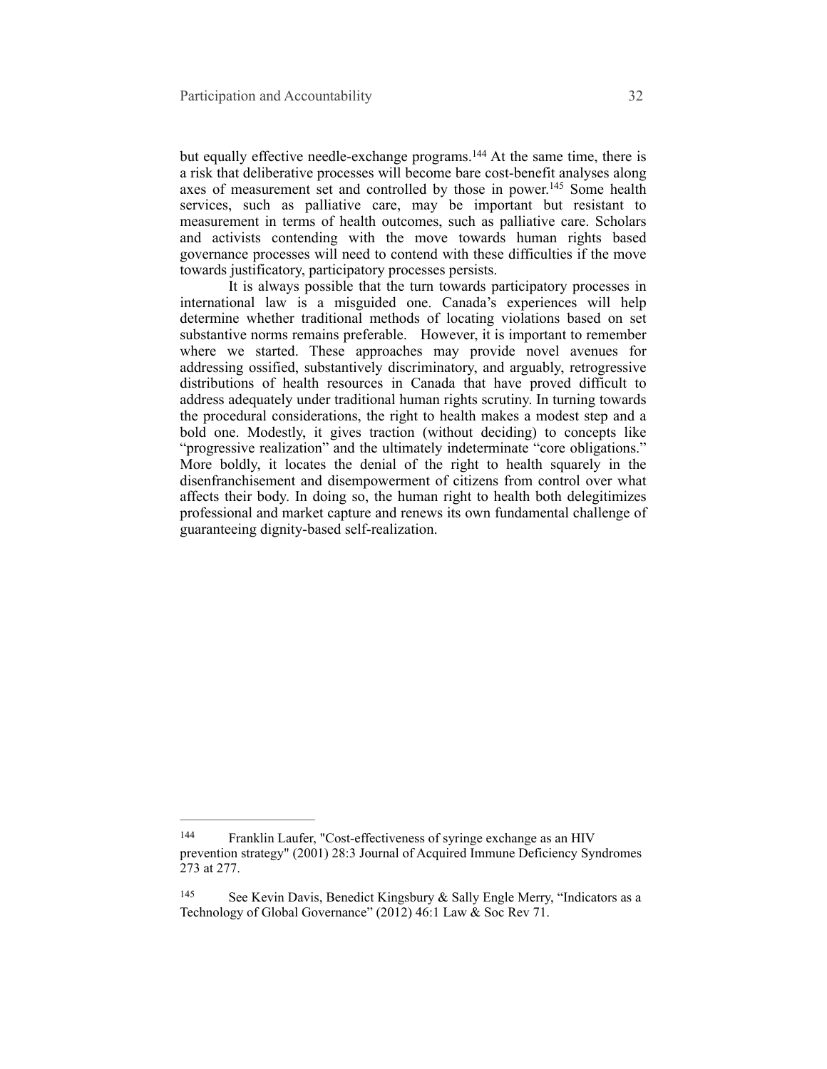but equally effective needle-exchange programs.[144] At the same time, there is a risk that deliberative processes will become bare cost-benefit analyses along axes of measurement set and controlled by those in power.[145] Some health services, such as palliative care, may be important but resistant to measurement in terms of health outcomes, such as palliative care. Scholars and activists contending with the move towards human rights based governance processes will need to contend with these difficulties if the move towards justificatory, participatory processes persists.

It is always possible that the turn towards participatory processes in international law is a misguided one. Canada's experiences will help determine whether traditional methods of locating violations based on set substantive norms remains preferable. However, it is important to remember where we started. These approaches may provide novel avenues for addressing ossified, substantively discriminatory, and arguably, retrogressive distributions of health resources in Canada that have proved difficult to address adequately under traditional human rights scrutiny. In turning towards the procedural considerations, the right to health makes a modest step and a bold one. Modestly, it gives traction (without deciding) to concepts like "progressive realization" and the ultimately indeterminate "core obligations." More boldly, it locates the denial of the right to health squarely in the disenfranchisement and disempowerment of citizens from control over what affects their body. In doing so, the human right to health both delegitimizes professional and market capture and renews its own fundamental challenge of guaranteeing dignity-based self-realization.

---

[144] Franklin Laufer, "Cost-effectiveness of syringe exchange as an HIV prevention strategy" (2001) 28:3 Journal of Acquired Immune Deficiency Syndromes 273 at 277.

[145] See Kevin Davis, Benedict Kingsbury & Sally Engle Merry, "Indicators as a Technology of Global Governance" (2012) 46:1 Law & Soc Rev 71.